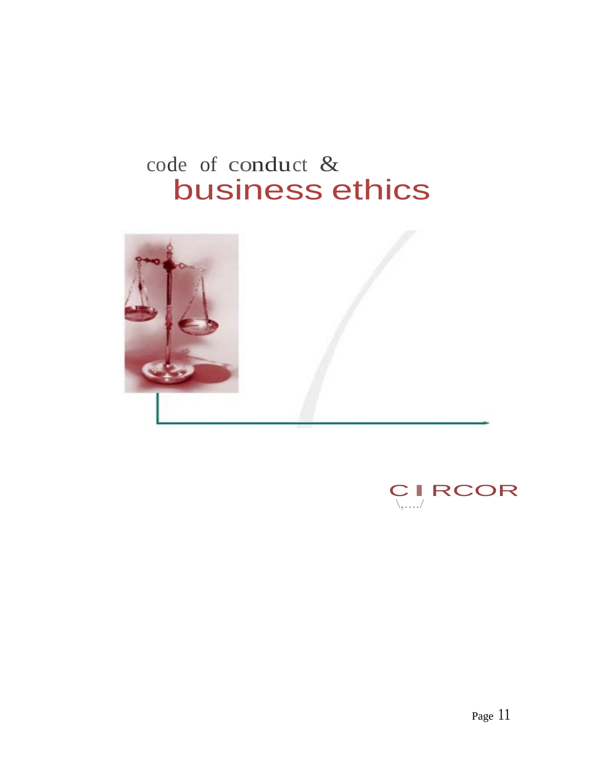# code of conduct & business ethics

CIRCOR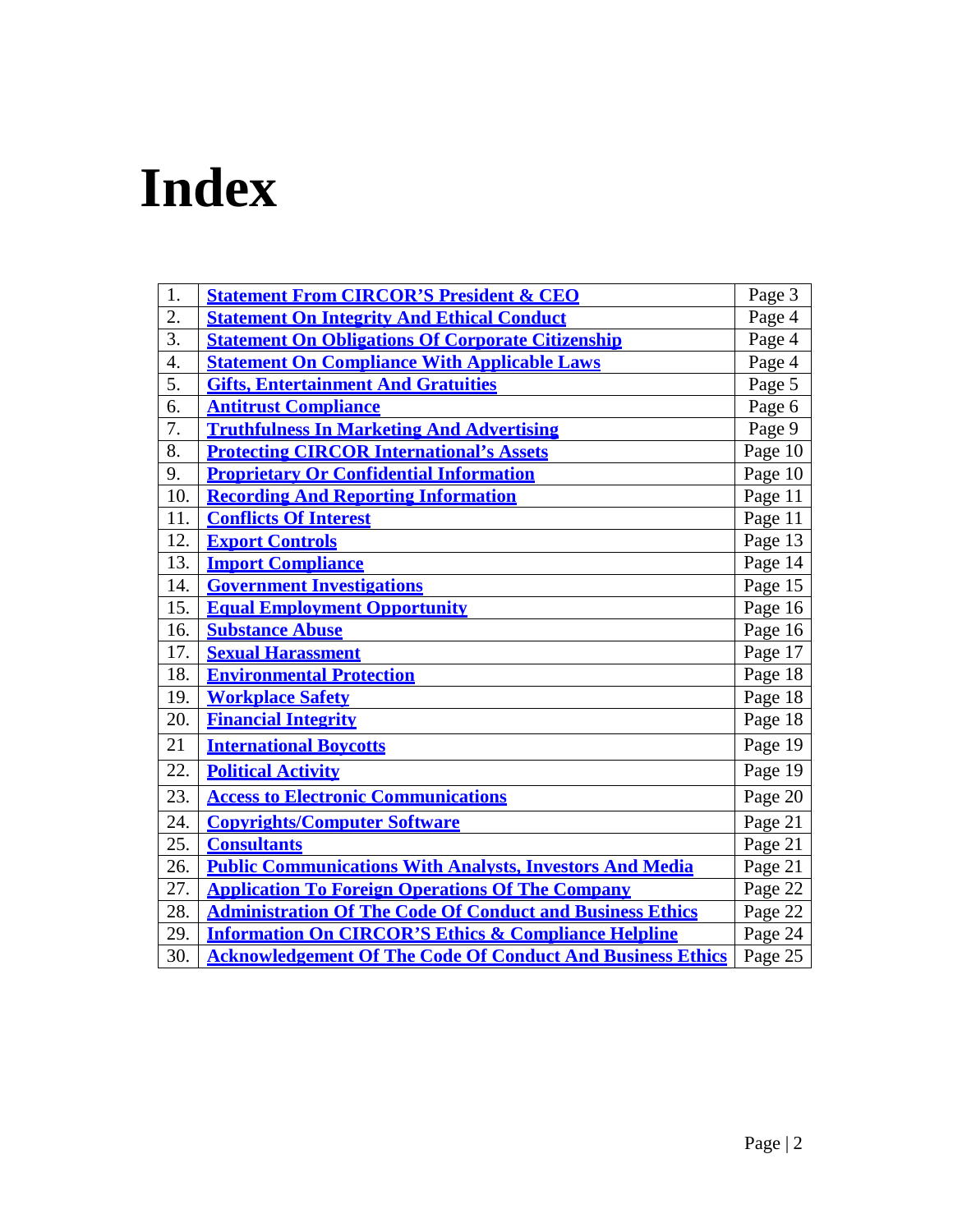# Index

| | | |
|---|---|---|
| 1. | **Statement From CIRCOR'S President & CEO** | Page 3 |
| 2. | **Statement On Integrity And Ethical Conduct** | Page 4 |
| 3. | **Statement On Obligations Of Corporate Citizenship** | Page 4 |
| 4. | **Statement On Compliance With Applicable Laws** | Page 4 |
| 5. | **Gifts, Entertainment And Gratuities** | Page 5 |
| 6. | **Antitrust Compliance** | Page 6 |
| 7. | **Truthfulness In Marketing And Advertising** | Page 9 |
| 8. | **Protecting CIRCOR International's Assets** | Page 10 |
| 9. | **Proprietary Or Confidential Information** | Page 10 |
| 10. | **Recording And Reporting Information** | Page 11 |
| 11. | **Conflicts Of Interest** | Page 11 |
| 12. | **Export Controls** | Page 13 |
| 13. | **Import Compliance** | Page 14 |
| 14. | **Government Investigations** | Page 15 |
| 15. | **Equal Employment Opportunity** | Page 16 |
| 16. | **Substance Abuse** | Page 16 |
| 17. | **Sexual Harassment** | Page 17 |
| 18. | **Environmental Protection** | Page 18 |
| 19. | **Workplace Safety** | Page 18 |
| 20. | **Financial Integrity** | Page 18 |
| 21 | **International Boycotts** | Page 19 |
| 22. | **Political Activity** | Page 19 |
| 23. | **Access to Electronic Communications** | Page 20 |
| 24. | **Copyrights/Computer Software** | Page 21 |
| 25. | **Consultants** | Page 21 |
| 26. | **Public Communications With Analysts, Investors And Media** | Page 21 |
| 27. | **Application To Foreign Operations Of The Company** | Page 22 |
| 28. | **Administration Of The Code Of Conduct and Business Ethics** | Page 22 |
| 29. | **Information On CIRCOR'S Ethics & Compliance Helpline** | Page 24 |
| 30. | **Acknowledgement Of The Code Of Conduct And Business Ethics** | Page 25 |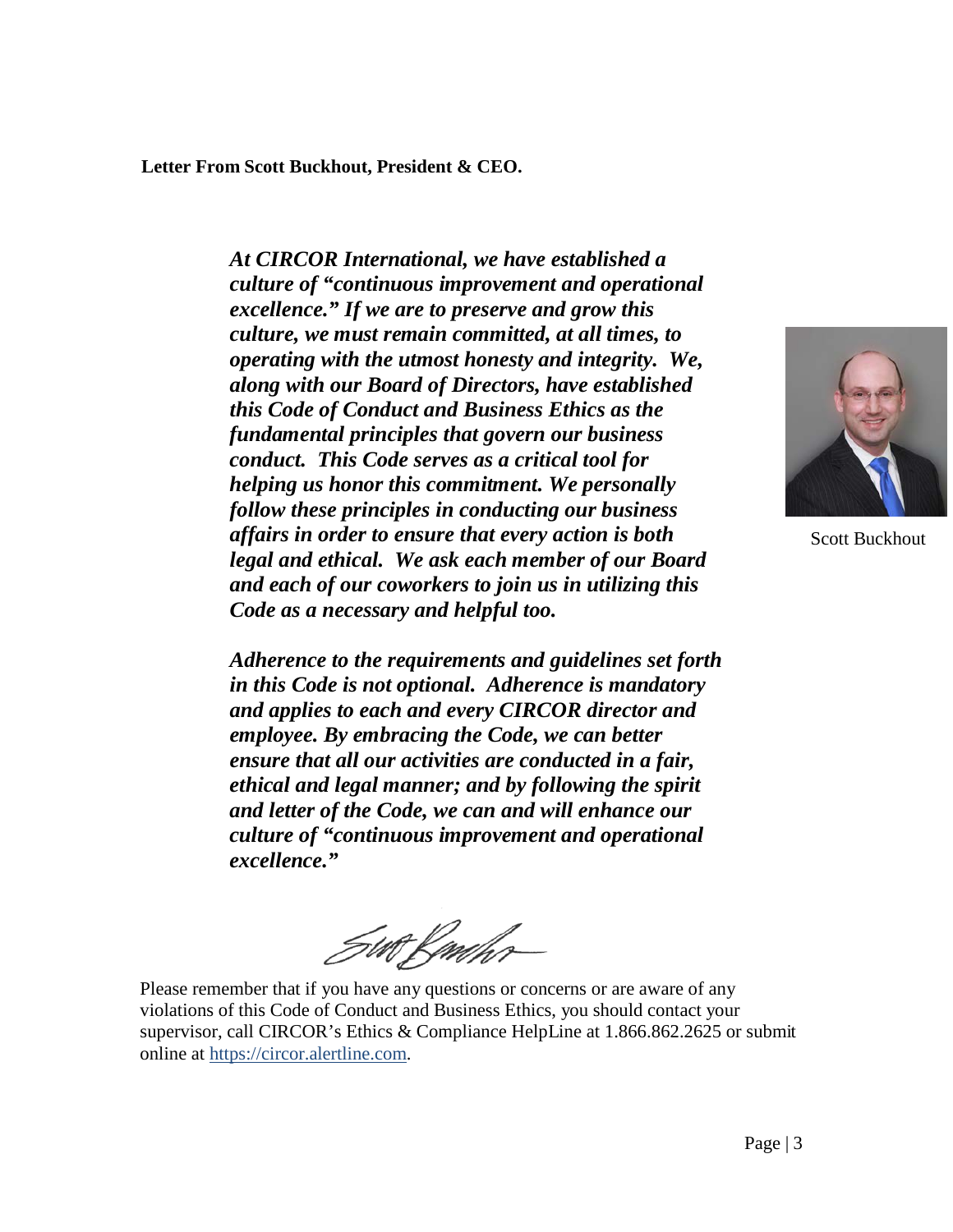**Letter From Scott Buckhout, President & CEO.**

***At CIRCOR International, we have established a culture of "continuous improvement and operational excellence." If we are to preserve and grow this culture, we must remain committed, at all times, to operating with the utmost honesty and integrity. We, along with our Board of Directors, have established this Code of Conduct and Business Ethics as the fundamental principles that govern our business conduct. This Code serves as a critical tool for helping us honor this commitment. We personally follow these principles in conducting our business affairs in order to ensure that every action is both legal and ethical. We ask each member of our Board and each of our coworkers to join us in utilizing this Code as a necessary and helpful too.***

***Adherence to the requirements and guidelines set forth in this Code is not optional. Adherence is mandatory and applies to each and every CIRCOR director and employee. By embracing the Code, we can better ensure that all our activities are conducted in a fair, ethical and legal manner; and by following the spirit and letter of the Code, we can and will enhance our culture of "continuous improvement and operational excellence."***

Scott Buckhout

Please remember that if you have any questions or concerns or are aware of any violations of this Code of Conduct and Business Ethics, you should contact your supervisor, call CIRCOR's Ethics & Compliance HelpLine at 1.866.862.2625 or submit online at https://circor.alertline.com.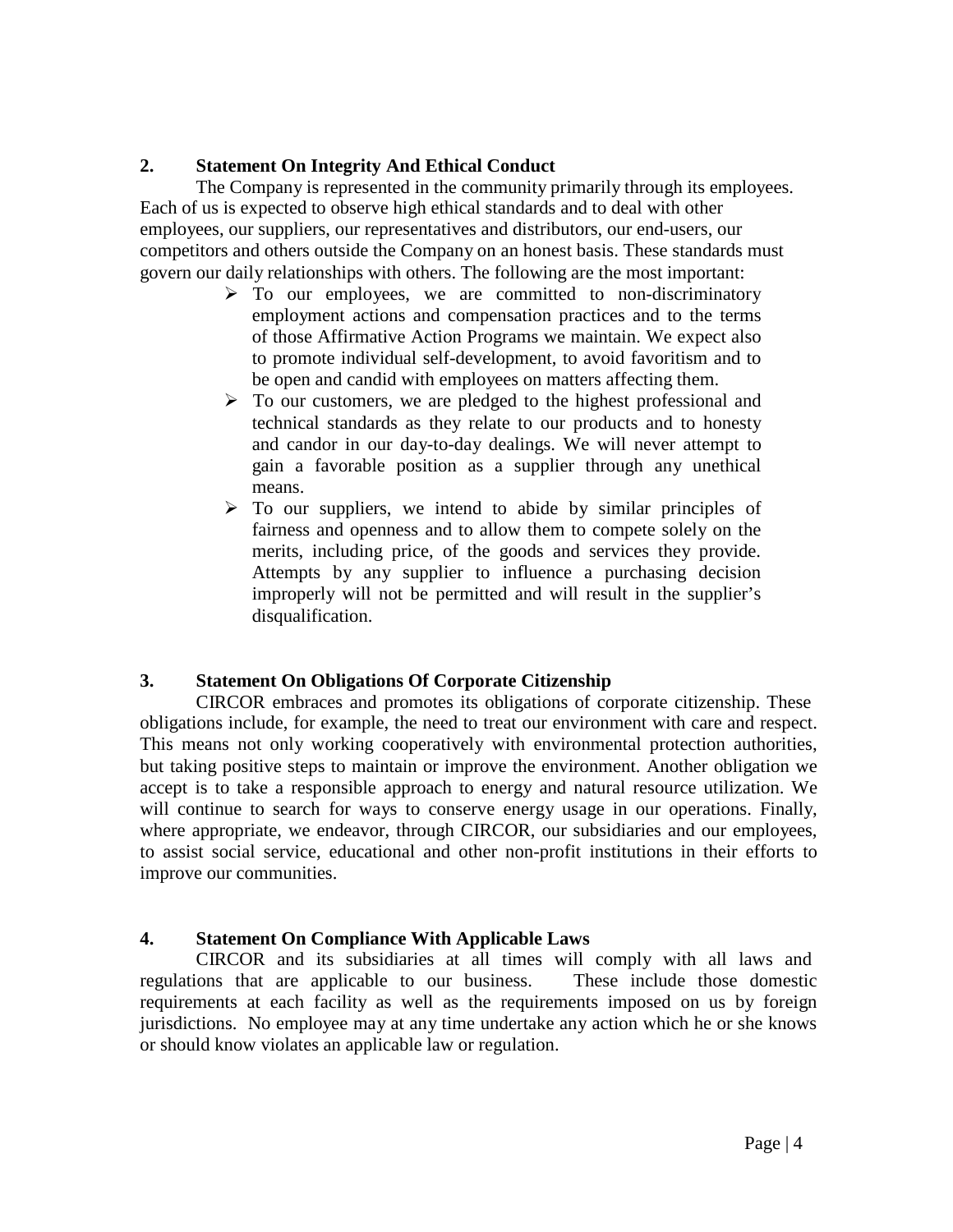## 2. Statement On Integrity And Ethical Conduct

The Company is represented in the community primarily through its employees. Each of us is expected to observe high ethical standards and to deal with other employees, our suppliers, our representatives and distributors, our end-users, our competitors and others outside the Company on an honest basis. These standards must govern our daily relationships with others. The following are the most important:

- To our employees, we are committed to non-discriminatory employment actions and compensation practices and to the terms of those Affirmative Action Programs we maintain. We expect also to promote individual self-development, to avoid favoritism and to be open and candid with employees on matters affecting them.
- To our customers, we are pledged to the highest professional and technical standards as they relate to our products and to honesty and candor in our day-to-day dealings. We will never attempt to gain a favorable position as a supplier through any unethical means.
- To our suppliers, we intend to abide by similar principles of fairness and openness and to allow them to compete solely on the merits, including price, of the goods and services they provide. Attempts by any supplier to influence a purchasing decision improperly will not be permitted and will result in the supplier's disqualification.

## 3. Statement On Obligations Of Corporate Citizenship

CIRCOR embraces and promotes its obligations of corporate citizenship. These obligations include, for example, the need to treat our environment with care and respect. This means not only working cooperatively with environmental protection authorities, but taking positive steps to maintain or improve the environment. Another obligation we accept is to take a responsible approach to energy and natural resource utilization. We will continue to search for ways to conserve energy usage in our operations. Finally, where appropriate, we endeavor, through CIRCOR, our subsidiaries and our employees, to assist social service, educational and other non-profit institutions in their efforts to improve our communities.

## 4. Statement On Compliance With Applicable Laws

CIRCOR and its subsidiaries at all times will comply with all laws and regulations that are applicable to our business. These include those domestic requirements at each facility as well as the requirements imposed on us by foreign jurisdictions. No employee may at any time undertake any action which he or she knows or should know violates an applicable law or regulation.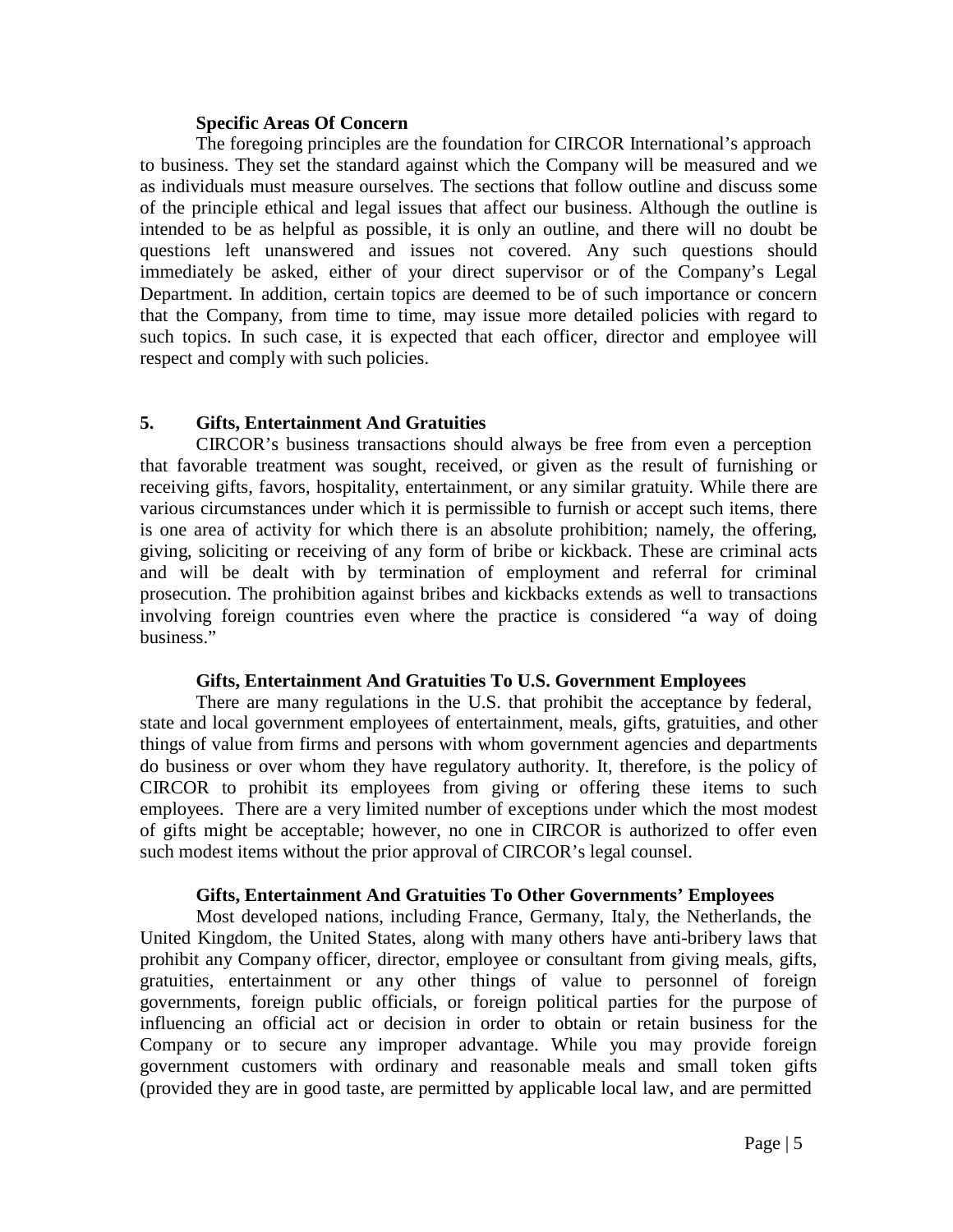### Specific Areas Of Concern

The foregoing principles are the foundation for CIRCOR International's approach to business. They set the standard against which the Company will be measured and we as individuals must measure ourselves. The sections that follow outline and discuss some of the principle ethical and legal issues that affect our business. Although the outline is intended to be as helpful as possible, it is only an outline, and there will no doubt be questions left unanswered and issues not covered. Any such questions should immediately be asked, either of your direct supervisor or of the Company's Legal Department. In addition, certain topics are deemed to be of such importance or concern that the Company, from time to time, may issue more detailed policies with regard to such topics. In such case, it is expected that each officer, director and employee will respect and comply with such policies.

## 5. Gifts, Entertainment And Gratuities

CIRCOR's business transactions should always be free from even a perception that favorable treatment was sought, received, or given as the result of furnishing or receiving gifts, favors, hospitality, entertainment, or any similar gratuity. While there are various circumstances under which it is permissible to furnish or accept such items, there is one area of activity for which there is an absolute prohibition; namely, the offering, giving, soliciting or receiving of any form of bribe or kickback. These are criminal acts and will be dealt with by termination of employment and referral for criminal prosecution. The prohibition against bribes and kickbacks extends as well to transactions involving foreign countries even where the practice is considered "a way of doing business."

### Gifts, Entertainment And Gratuities To U.S. Government Employees

There are many regulations in the U.S. that prohibit the acceptance by federal, state and local government employees of entertainment, meals, gifts, gratuities, and other things of value from firms and persons with whom government agencies and departments do business or over whom they have regulatory authority. It, therefore, is the policy of CIRCOR to prohibit its employees from giving or offering these items to such employees. There are a very limited number of exceptions under which the most modest of gifts might be acceptable; however, no one in CIRCOR is authorized to offer even such modest items without the prior approval of CIRCOR's legal counsel.

### Gifts, Entertainment And Gratuities To Other Governments' Employees

Most developed nations, including France, Germany, Italy, the Netherlands, the United Kingdom, the United States, along with many others have anti-bribery laws that prohibit any Company officer, director, employee or consultant from giving meals, gifts, gratuities, entertainment or any other things of value to personnel of foreign governments, foreign public officials, or foreign political parties for the purpose of influencing an official act or decision in order to obtain or retain business for the Company or to secure any improper advantage. While you may provide foreign government customers with ordinary and reasonable meals and small token gifts (provided they are in good taste, are permitted by applicable local law, and are permitted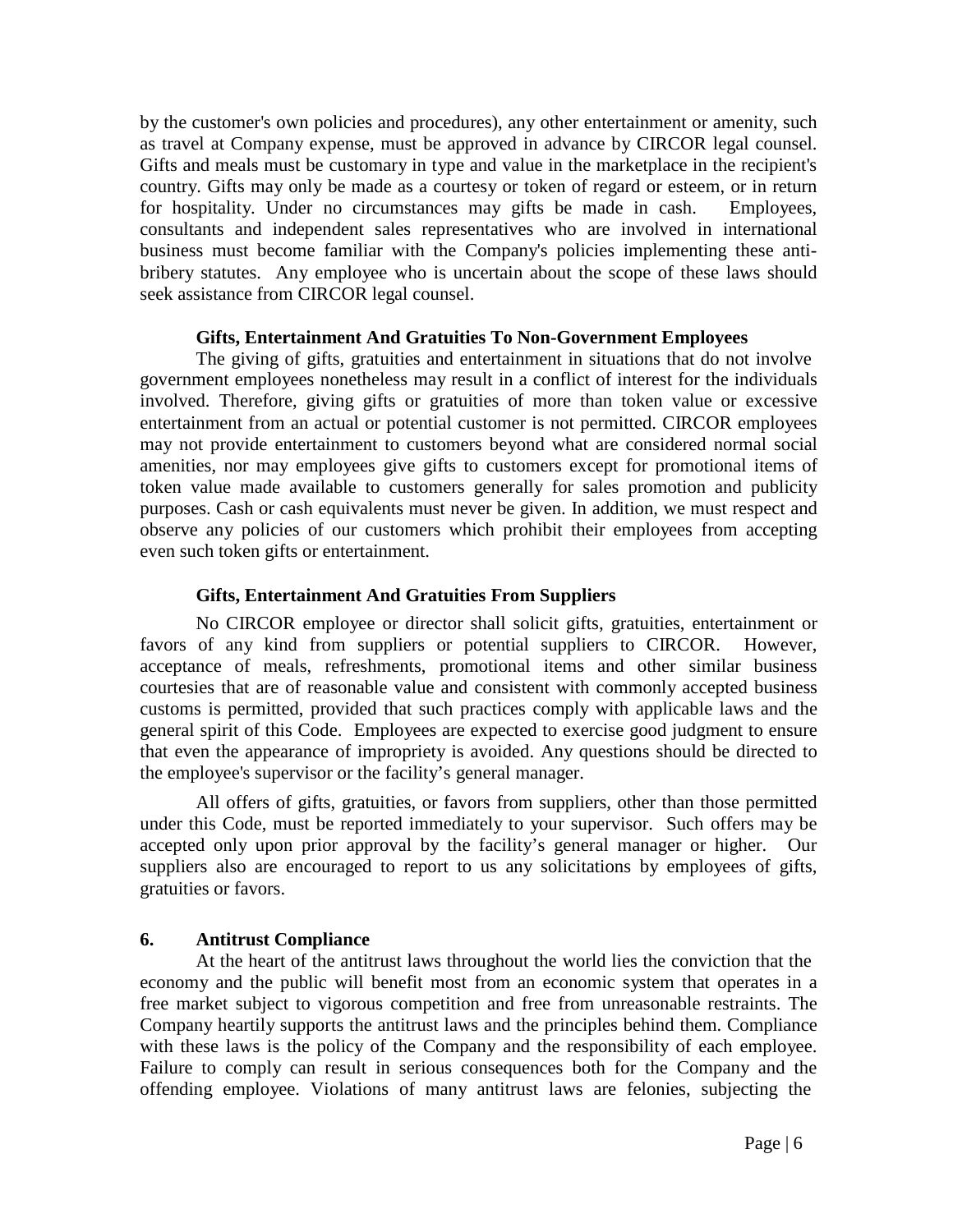by the customer's own policies and procedures), any other entertainment or amenity, such as travel at Company expense, must be approved in advance by CIRCOR legal counsel. Gifts and meals must be customary in type and value in the marketplace in the recipient's country. Gifts may only be made as a courtesy or token of regard or esteem, or in return for hospitality. Under no circumstances may gifts be made in cash. Employees, consultants and independent sales representatives who are involved in international business must become familiar with the Company's policies implementing these anti-bribery statutes. Any employee who is uncertain about the scope of these laws should seek assistance from CIRCOR legal counsel.

**Gifts, Entertainment And Gratuities To Non-Government Employees**

The giving of gifts, gratuities and entertainment in situations that do not involve government employees nonetheless may result in a conflict of interest for the individuals involved. Therefore, giving gifts or gratuities of more than token value or excessive entertainment from an actual or potential customer is not permitted. CIRCOR employees may not provide entertainment to customers beyond what are considered normal social amenities, nor may employees give gifts to customers except for promotional items of token value made available to customers generally for sales promotion and publicity purposes. Cash or cash equivalents must never be given. In addition, we must respect and observe any policies of our customers which prohibit their employees from accepting even such token gifts or entertainment.

**Gifts, Entertainment And Gratuities From Suppliers**

No CIRCOR employee or director shall solicit gifts, gratuities, entertainment or favors of any kind from suppliers or potential suppliers to CIRCOR. However, acceptance of meals, refreshments, promotional items and other similar business courtesies that are of reasonable value and consistent with commonly accepted business customs is permitted, provided that such practices comply with applicable laws and the general spirit of this Code. Employees are expected to exercise good judgment to ensure that even the appearance of impropriety is avoided. Any questions should be directed to the employee's supervisor or the facility's general manager.

All offers of gifts, gratuities, or favors from suppliers, other than those permitted under this Code, must be reported immediately to your supervisor. Such offers may be accepted only upon prior approval by the facility's general manager or higher. Our suppliers also are encouraged to report to us any solicitations by employees of gifts, gratuities or favors.

## 6. Antitrust Compliance

At the heart of the antitrust laws throughout the world lies the conviction that the economy and the public will benefit most from an economic system that operates in a free market subject to vigorous competition and free from unreasonable restraints. The Company heartily supports the antitrust laws and the principles behind them. Compliance with these laws is the policy of the Company and the responsibility of each employee. Failure to comply can result in serious consequences both for the Company and the offending employee. Violations of many antitrust laws are felonies, subjecting the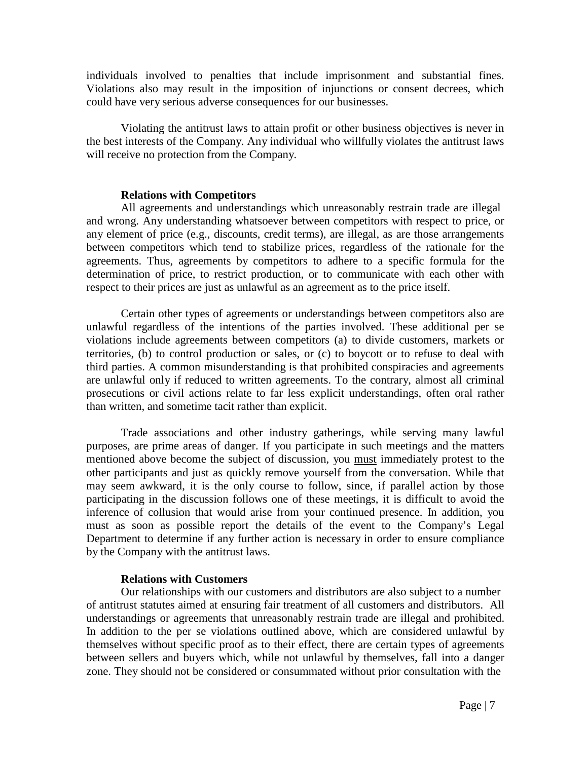individuals involved to penalties that include imprisonment and substantial fines. Violations also may result in the imposition of injunctions or consent decrees, which could have very serious adverse consequences for our businesses.

Violating the antitrust laws to attain profit or other business objectives is never in the best interests of the Company. Any individual who willfully violates the antitrust laws will receive no protection from the Company.

**Relations with Competitors**

All agreements and understandings which unreasonably restrain trade are illegal and wrong. Any understanding whatsoever between competitors with respect to price, or any element of price (e.g., discounts, credit terms), are illegal, as are those arrangements between competitors which tend to stabilize prices, regardless of the rationale for the agreements. Thus, agreements by competitors to adhere to a specific formula for the determination of price, to restrict production, or to communicate with each other with respect to their prices are just as unlawful as an agreement as to the price itself.

Certain other types of agreements or understandings between competitors also are unlawful regardless of the intentions of the parties involved. These additional per se violations include agreements between competitors (a) to divide customers, markets or territories, (b) to control production or sales, or (c) to boycott or to refuse to deal with third parties. A common misunderstanding is that prohibited conspiracies and agreements are unlawful only if reduced to written agreements. To the contrary, almost all criminal prosecutions or civil actions relate to far less explicit understandings, often oral rather than written, and sometime tacit rather than explicit.

Trade associations and other industry gatherings, while serving many lawful purposes, are prime areas of danger. If you participate in such meetings and the matters mentioned above become the subject of discussion, you <u>must</u> immediately protest to the other participants and just as quickly remove yourself from the conversation. While that may seem awkward, it is the only course to follow, since, if parallel action by those participating in the discussion follows one of these meetings, it is difficult to avoid the inference of collusion that would arise from your continued presence. In addition, you must as soon as possible report the details of the event to the Company's Legal Department to determine if any further action is necessary in order to ensure compliance by the Company with the antitrust laws.

**Relations with Customers**

Our relationships with our customers and distributors are also subject to a number of antitrust statutes aimed at ensuring fair treatment of all customers and distributors. All understandings or agreements that unreasonably restrain trade are illegal and prohibited. In addition to the per se violations outlined above, which are considered unlawful by themselves without specific proof as to their effect, there are certain types of agreements between sellers and buyers which, while not unlawful by themselves, fall into a danger zone. They should not be considered or consummated without prior consultation with the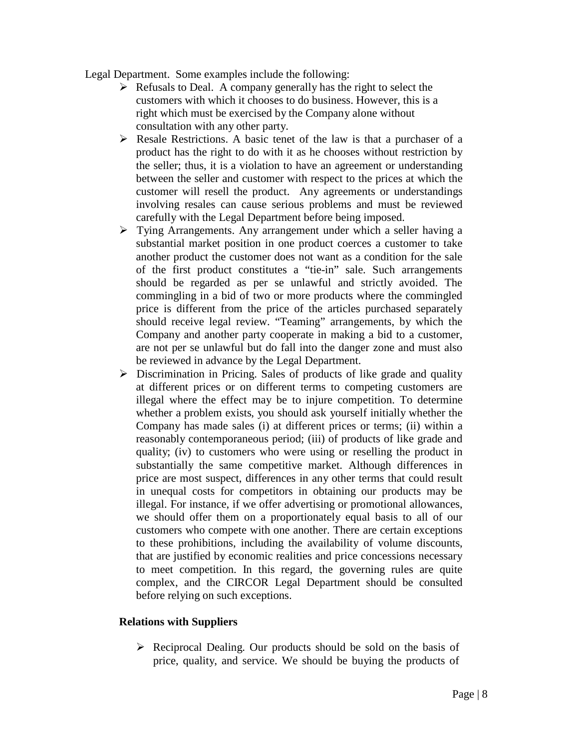Legal Department. Some examples include the following:

- Refusals to Deal. A company generally has the right to select the customers with which it chooses to do business. However, this is a right which must be exercised by the Company alone without consultation with any other party.
- Resale Restrictions. A basic tenet of the law is that a purchaser of a product has the right to do with it as he chooses without restriction by the seller; thus, it is a violation to have an agreement or understanding between the seller and customer with respect to the prices at which the customer will resell the product. Any agreements or understandings involving resales can cause serious problems and must be reviewed carefully with the Legal Department before being imposed.
- Tying Arrangements. Any arrangement under which a seller having a substantial market position in one product coerces a customer to take another product the customer does not want as a condition for the sale of the first product constitutes a "tie-in" sale. Such arrangements should be regarded as per se unlawful and strictly avoided. The commingling in a bid of two or more products where the commingled price is different from the price of the articles purchased separately should receive legal review. "Teaming" arrangements, by which the Company and another party cooperate in making a bid to a customer, are not per se unlawful but do fall into the danger zone and must also be reviewed in advance by the Legal Department.
- Discrimination in Pricing. Sales of products of like grade and quality at different prices or on different terms to competing customers are illegal where the effect may be to injure competition. To determine whether a problem exists, you should ask yourself initially whether the Company has made sales (i) at different prices or terms; (ii) within a reasonably contemporaneous period; (iii) of products of like grade and quality; (iv) to customers who were using or reselling the product in substantially the same competitive market. Although differences in price are most suspect, differences in any other terms that could result in unequal costs for competitors in obtaining our products may be illegal. For instance, if we offer advertising or promotional allowances, we should offer them on a proportionately equal basis to all of our customers who compete with one another. There are certain exceptions to these prohibitions, including the availability of volume discounts, that are justified by economic realities and price concessions necessary to meet competition. In this regard, the governing rules are quite complex, and the CIRCOR Legal Department should be consulted before relying on such exceptions.

**Relations with Suppliers**

- Reciprocal Dealing. Our products should be sold on the basis of price, quality, and service. We should be buying the products of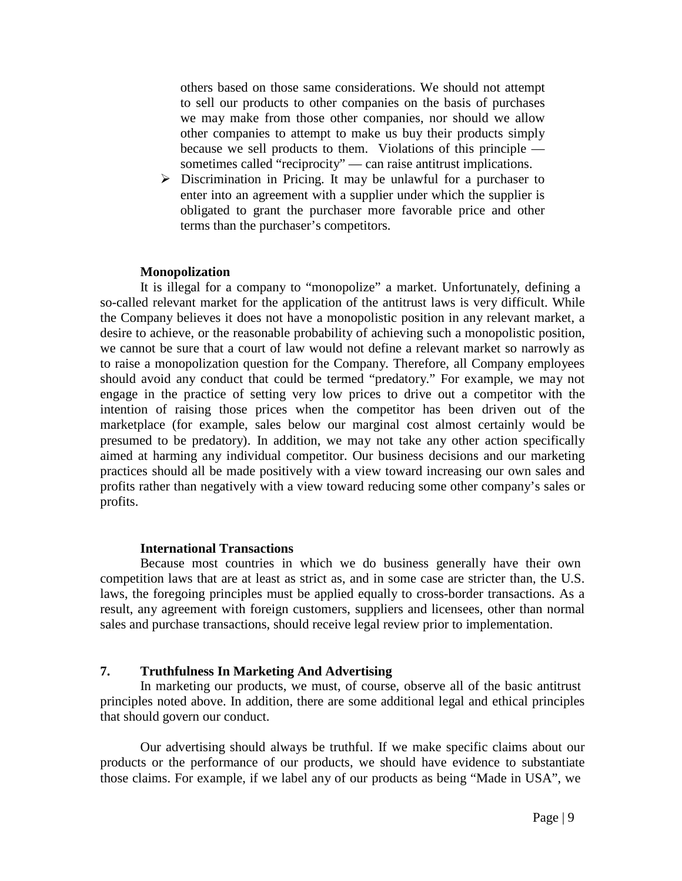others based on those same considerations. We should not attempt to sell our products to other companies on the basis of purchases we may make from those other companies, nor should we allow other companies to attempt to make us buy their products simply because we sell products to them. Violations of this principle — sometimes called "reciprocity" — can raise antitrust implications.

- Discrimination in Pricing. It may be unlawful for a purchaser to enter into an agreement with a supplier under which the supplier is obligated to grant the purchaser more favorable price and other terms than the purchaser's competitors.

**Monopolization**

It is illegal for a company to "monopolize" a market. Unfortunately, defining a so-called relevant market for the application of the antitrust laws is very difficult. While the Company believes it does not have a monopolistic position in any relevant market, a desire to achieve, or the reasonable probability of achieving such a monopolistic position, we cannot be sure that a court of law would not define a relevant market so narrowly as to raise a monopolization question for the Company. Therefore, all Company employees should avoid any conduct that could be termed "predatory." For example, we may not engage in the practice of setting very low prices to drive out a competitor with the intention of raising those prices when the competitor has been driven out of the marketplace (for example, sales below our marginal cost almost certainly would be presumed to be predatory). In addition, we may not take any other action specifically aimed at harming any individual competitor. Our business decisions and our marketing practices should all be made positively with a view toward increasing our own sales and profits rather than negatively with a view toward reducing some other company's sales or profits.

**International Transactions**

Because most countries in which we do business generally have their own competition laws that are at least as strict as, and in some case are stricter than, the U.S. laws, the foregoing principles must be applied equally to cross-border transactions. As a result, any agreement with foreign customers, suppliers and licensees, other than normal sales and purchase transactions, should receive legal review prior to implementation.

## 7. Truthfulness In Marketing And Advertising

In marketing our products, we must, of course, observe all of the basic antitrust principles noted above. In addition, there are some additional legal and ethical principles that should govern our conduct.

Our advertising should always be truthful. If we make specific claims about our products or the performance of our products, we should have evidence to substantiate those claims. For example, if we label any of our products as being "Made in USA", we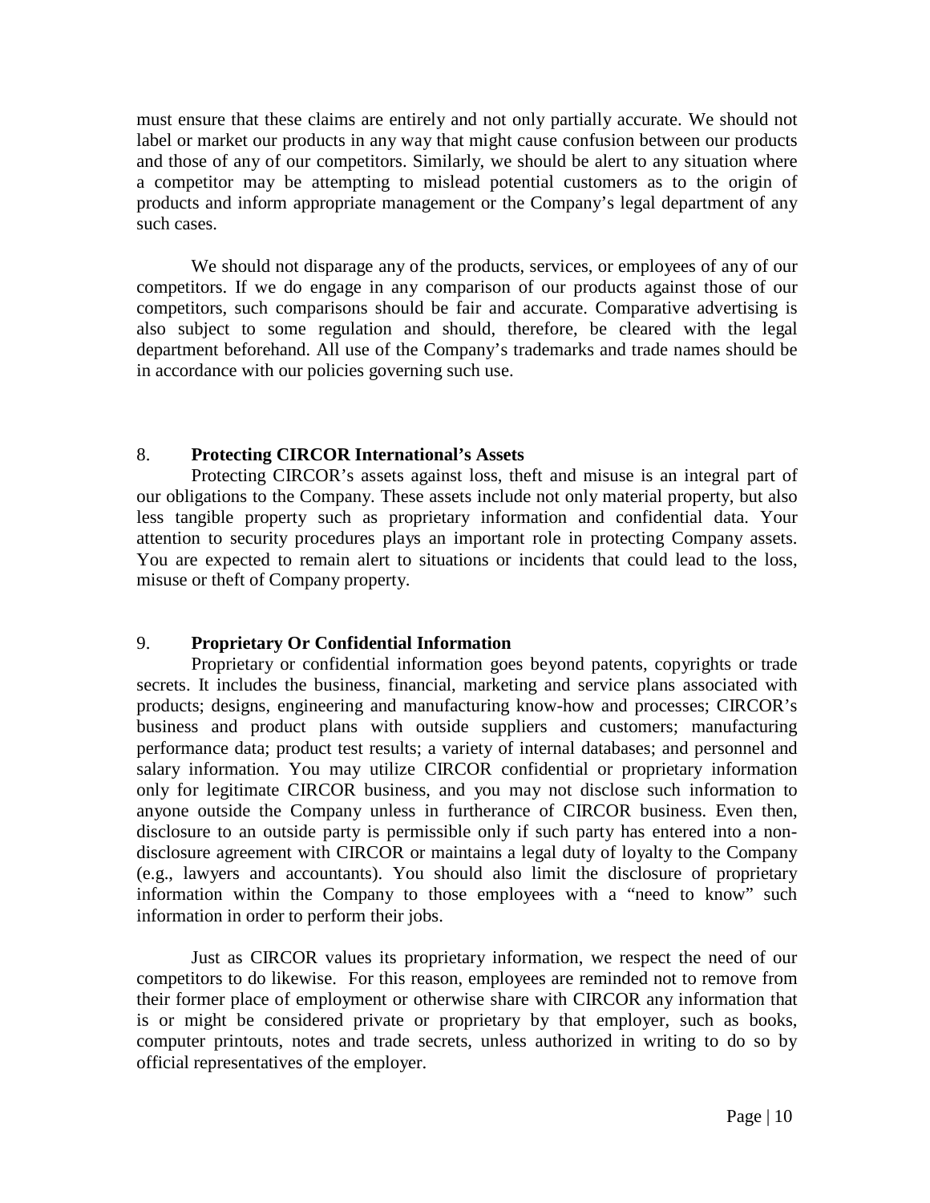must ensure that these claims are entirely and not only partially accurate. We should not label or market our products in any way that might cause confusion between our products and those of any of our competitors. Similarly, we should be alert to any situation where a competitor may be attempting to mislead potential customers as to the origin of products and inform appropriate management or the Company's legal department of any such cases.

We should not disparage any of the products, services, or employees of any of our competitors. If we do engage in any comparison of our products against those of our competitors, such comparisons should be fair and accurate. Comparative advertising is also subject to some regulation and should, therefore, be cleared with the legal department beforehand. All use of the Company's trademarks and trade names should be in accordance with our policies governing such use.

## 8. **Protecting CIRCOR International's Assets**

Protecting CIRCOR's assets against loss, theft and misuse is an integral part of our obligations to the Company. These assets include not only material property, but also less tangible property such as proprietary information and confidential data. Your attention to security procedures plays an important role in protecting Company assets. You are expected to remain alert to situations or incidents that could lead to the loss, misuse or theft of Company property.

## 9. **Proprietary Or Confidential Information**

Proprietary or confidential information goes beyond patents, copyrights or trade secrets. It includes the business, financial, marketing and service plans associated with products; designs, engineering and manufacturing know-how and processes; CIRCOR's business and product plans with outside suppliers and customers; manufacturing performance data; product test results; a variety of internal databases; and personnel and salary information. You may utilize CIRCOR confidential or proprietary information only for legitimate CIRCOR business, and you may not disclose such information to anyone outside the Company unless in furtherance of CIRCOR business. Even then, disclosure to an outside party is permissible only if such party has entered into a non-disclosure agreement with CIRCOR or maintains a legal duty of loyalty to the Company (e.g., lawyers and accountants). You should also limit the disclosure of proprietary information within the Company to those employees with a "need to know" such information in order to perform their jobs.

Just as CIRCOR values its proprietary information, we respect the need of our competitors to do likewise. For this reason, employees are reminded not to remove from their former place of employment or otherwise share with CIRCOR any information that is or might be considered private or proprietary by that employer, such as books, computer printouts, notes and trade secrets, unless authorized in writing to do so by official representatives of the employer.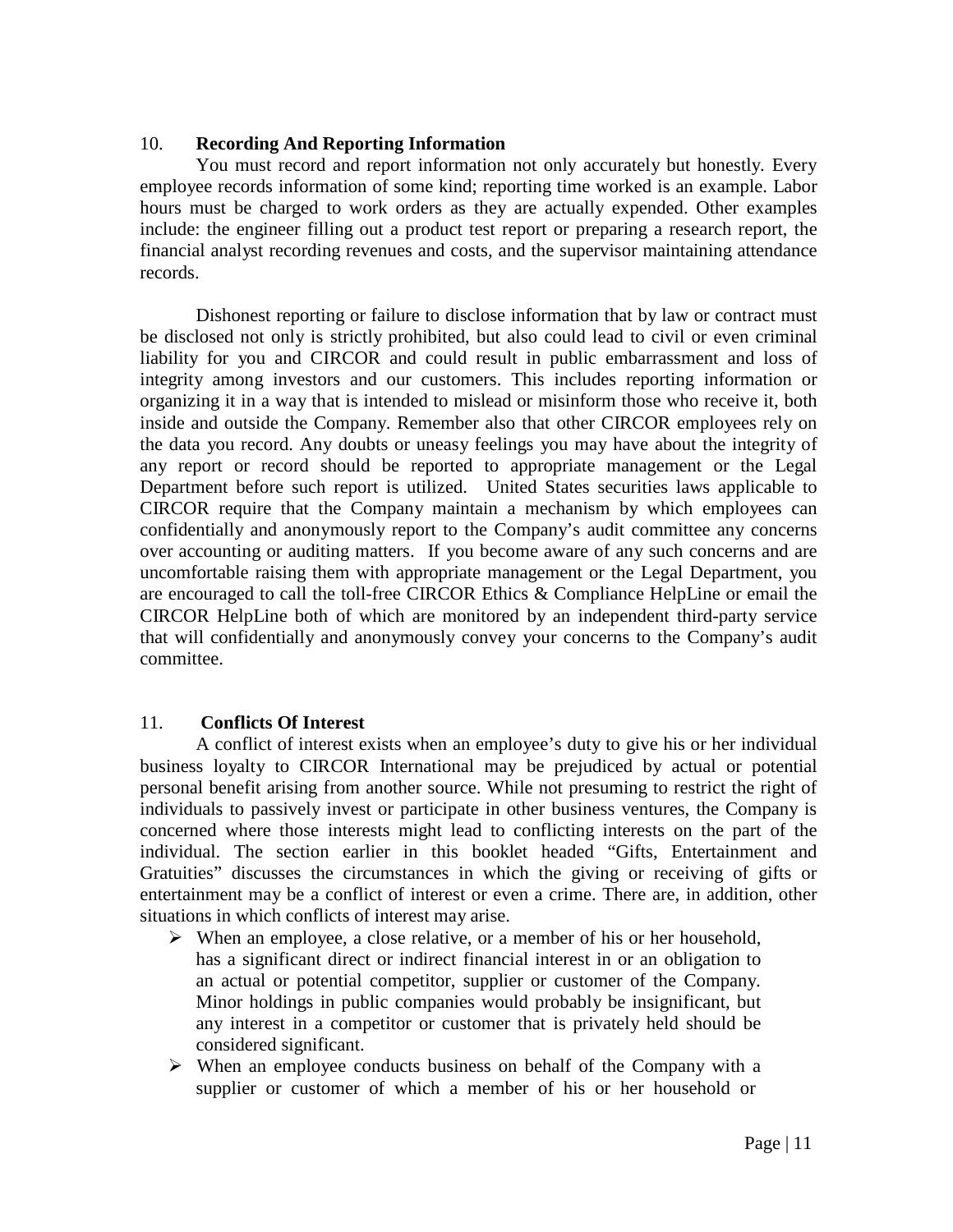## 10. Recording And Reporting Information

You must record and report information not only accurately but honestly. Every employee records information of some kind; reporting time worked is an example. Labor hours must be charged to work orders as they are actually expended. Other examples include: the engineer filling out a product test report or preparing a research report, the financial analyst recording revenues and costs, and the supervisor maintaining attendance records.

Dishonest reporting or failure to disclose information that by law or contract must be disclosed not only is strictly prohibited, but also could lead to civil or even criminal liability for you and CIRCOR and could result in public embarrassment and loss of integrity among investors and our customers. This includes reporting information or organizing it in a way that is intended to mislead or misinform those who receive it, both inside and outside the Company. Remember also that other CIRCOR employees rely on the data you record. Any doubts or uneasy feelings you may have about the integrity of any report or record should be reported to appropriate management or the Legal Department before such report is utilized. United States securities laws applicable to CIRCOR require that the Company maintain a mechanism by which employees can confidentially and anonymously report to the Company's audit committee any concerns over accounting or auditing matters. If you become aware of any such concerns and are uncomfortable raising them with appropriate management or the Legal Department, you are encouraged to call the toll-free CIRCOR Ethics & Compliance HelpLine or email the CIRCOR HelpLine both of which are monitored by an independent third-party service that will confidentially and anonymously convey your concerns to the Company's audit committee.

## 11. Conflicts Of Interest

A conflict of interest exists when an employee's duty to give his or her individual business loyalty to CIRCOR International may be prejudiced by actual or potential personal benefit arising from another source. While not presuming to restrict the right of individuals to passively invest or participate in other business ventures, the Company is concerned where those interests might lead to conflicting interests on the part of the individual. The section earlier in this booklet headed "Gifts, Entertainment and Gratuities" discusses the circumstances in which the giving or receiving of gifts or entertainment may be a conflict of interest or even a crime. There are, in addition, other situations in which conflicts of interest may arise.

- When an employee, a close relative, or a member of his or her household, has a significant direct or indirect financial interest in or an obligation to an actual or potential competitor, supplier or customer of the Company. Minor holdings in public companies would probably be insignificant, but any interest in a competitor or customer that is privately held should be considered significant.
- When an employee conducts business on behalf of the Company with a supplier or customer of which a member of his or her household or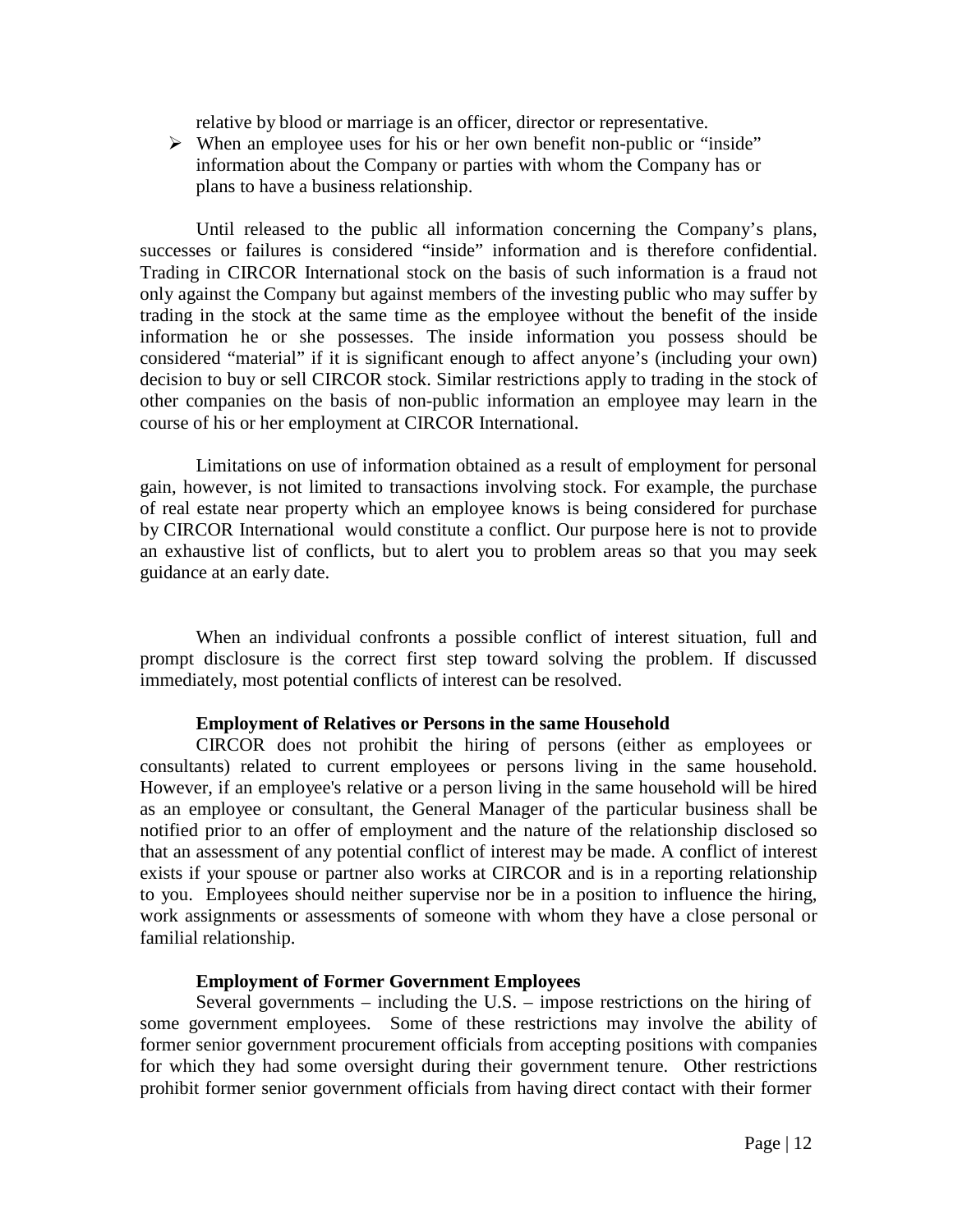relative by blood or marriage is an officer, director or representative.

- When an employee uses for his or her own benefit non-public or "inside" information about the Company or parties with whom the Company has or plans to have a business relationship.

Until released to the public all information concerning the Company's plans, successes or failures is considered "inside" information and is therefore confidential. Trading in CIRCOR International stock on the basis of such information is a fraud not only against the Company but against members of the investing public who may suffer by trading in the stock at the same time as the employee without the benefit of the inside information he or she possesses. The inside information you possess should be considered "material" if it is significant enough to affect anyone's (including your own) decision to buy or sell CIRCOR stock. Similar restrictions apply to trading in the stock of other companies on the basis of non-public information an employee may learn in the course of his or her employment at CIRCOR International.

Limitations on use of information obtained as a result of employment for personal gain, however, is not limited to transactions involving stock. For example, the purchase of real estate near property which an employee knows is being considered for purchase by CIRCOR International would constitute a conflict. Our purpose here is not to provide an exhaustive list of conflicts, but to alert you to problem areas so that you may seek guidance at an early date.

When an individual confronts a possible conflict of interest situation, full and prompt disclosure is the correct first step toward solving the problem. If discussed immediately, most potential conflicts of interest can be resolved.

**Employment of Relatives or Persons in the same Household**

CIRCOR does not prohibit the hiring of persons (either as employees or consultants) related to current employees or persons living in the same household. However, if an employee's relative or a person living in the same household will be hired as an employee or consultant, the General Manager of the particular business shall be notified prior to an offer of employment and the nature of the relationship disclosed so that an assessment of any potential conflict of interest may be made. A conflict of interest exists if your spouse or partner also works at CIRCOR and is in a reporting relationship to you. Employees should neither supervise nor be in a position to influence the hiring, work assignments or assessments of someone with whom they have a close personal or familial relationship.

**Employment of Former Government Employees**

Several governments – including the U.S. – impose restrictions on the hiring of some government employees. Some of these restrictions may involve the ability of former senior government procurement officials from accepting positions with companies for which they had some oversight during their government tenure. Other restrictions prohibit former senior government officials from having direct contact with their former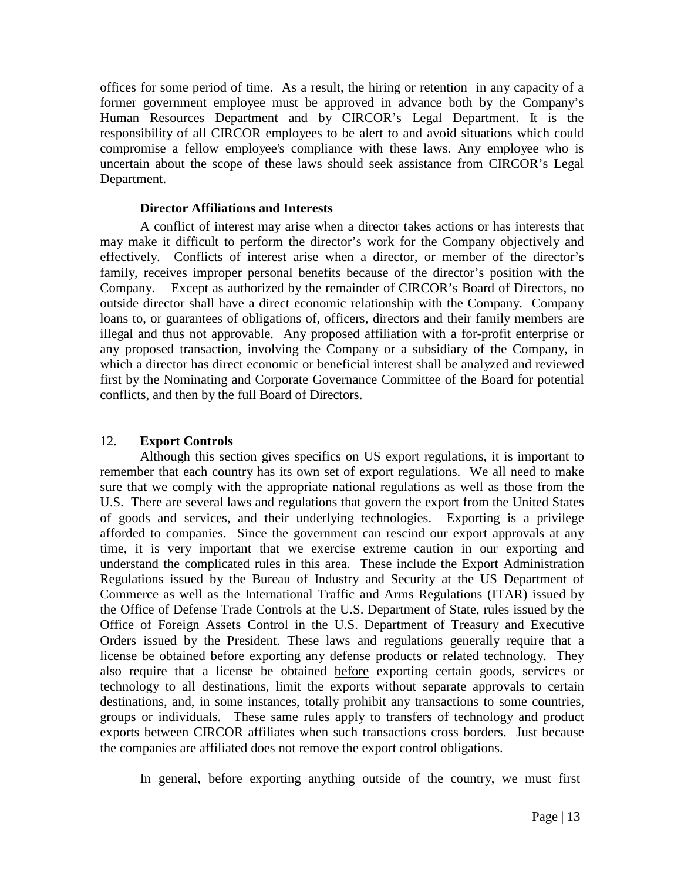offices for some period of time. As a result, the hiring or retention in any capacity of a former government employee must be approved in advance both by the Company's Human Resources Department and by CIRCOR's Legal Department. It is the responsibility of all CIRCOR employees to be alert to and avoid situations which could compromise a fellow employee's compliance with these laws. Any employee who is uncertain about the scope of these laws should seek assistance from CIRCOR's Legal Department.

**Director Affiliations and Interests**

A conflict of interest may arise when a director takes actions or has interests that may make it difficult to perform the director's work for the Company objectively and effectively. Conflicts of interest arise when a director, or member of the director's family, receives improper personal benefits because of the director's position with the Company. Except as authorized by the remainder of CIRCOR's Board of Directors, no outside director shall have a direct economic relationship with the Company. Company loans to, or guarantees of obligations of, officers, directors and their family members are illegal and thus not approvable. Any proposed affiliation with a for-profit enterprise or any proposed transaction, involving the Company or a subsidiary of the Company, in which a director has direct economic or beneficial interest shall be analyzed and reviewed first by the Nominating and Corporate Governance Committee of the Board for potential conflicts, and then by the full Board of Directors.

## 12. **Export Controls**

Although this section gives specifics on US export regulations, it is important to remember that each country has its own set of export regulations. We all need to make sure that we comply with the appropriate national regulations as well as those from the U.S. There are several laws and regulations that govern the export from the United States of goods and services, and their underlying technologies. Exporting is a privilege afforded to companies. Since the government can rescind our export approvals at any time, it is very important that we exercise extreme caution in our exporting and understand the complicated rules in this area. These include the Export Administration Regulations issued by the Bureau of Industry and Security at the US Department of Commerce as well as the International Traffic and Arms Regulations (ITAR) issued by the Office of Defense Trade Controls at the U.S. Department of State, rules issued by the Office of Foreign Assets Control in the U.S. Department of Treasury and Executive Orders issued by the President. These laws and regulations generally require that a license be obtained <u>before</u> exporting <u>any</u> defense products or related technology. They also require that a license be obtained <u>before</u> exporting certain goods, services or technology to all destinations, limit the exports without separate approvals to certain destinations, and, in some instances, totally prohibit any transactions to some countries, groups or individuals. These same rules apply to transfers of technology and product exports between CIRCOR affiliates when such transactions cross borders. Just because the companies are affiliated does not remove the export control obligations.

In general, before exporting anything outside of the country, we must first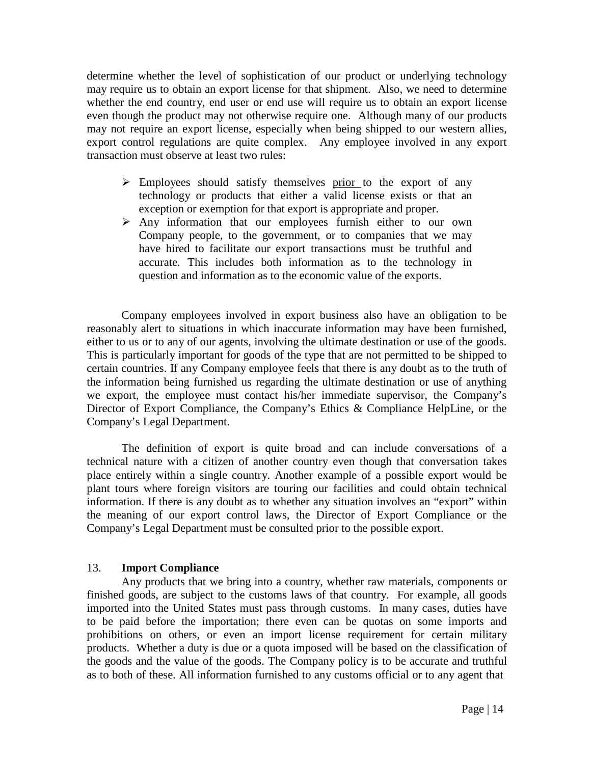determine whether the level of sophistication of our product or underlying technology may require us to obtain an export license for that shipment. Also, we need to determine whether the end country, end user or end use will require us to obtain an export license even though the product may not otherwise require one. Although many of our products may not require an export license, especially when being shipped to our western allies, export control regulations are quite complex. Any employee involved in any export transaction must observe at least two rules:

- Employees should satisfy themselves <u>prior</u> to the export of any technology or products that either a valid license exists or that an exception or exemption for that export is appropriate and proper.
- Any information that our employees furnish either to our own Company people, to the government, or to companies that we may have hired to facilitate our export transactions must be truthful and accurate. This includes both information as to the technology in question and information as to the economic value of the exports.

Company employees involved in export business also have an obligation to be reasonably alert to situations in which inaccurate information may have been furnished, either to us or to any of our agents, involving the ultimate destination or use of the goods. This is particularly important for goods of the type that are not permitted to be shipped to certain countries. If any Company employee feels that there is any doubt as to the truth of the information being furnished us regarding the ultimate destination or use of anything we export, the employee must contact his/her immediate supervisor, the Company's Director of Export Compliance, the Company's Ethics & Compliance HelpLine, or the Company's Legal Department.

The definition of export is quite broad and can include conversations of a technical nature with a citizen of another country even though that conversation takes place entirely within a single country. Another example of a possible export would be plant tours where foreign visitors are touring our facilities and could obtain technical information. If there is any doubt as to whether any situation involves an "export" within the meaning of our export control laws, the Director of Export Compliance or the Company's Legal Department must be consulted prior to the possible export.

## 13. **Import Compliance**

Any products that we bring into a country, whether raw materials, components or finished goods, are subject to the customs laws of that country. For example, all goods imported into the United States must pass through customs. In many cases, duties have to be paid before the importation; there even can be quotas on some imports and prohibitions on others, or even an import license requirement for certain military products. Whether a duty is due or a quota imposed will be based on the classification of the goods and the value of the goods. The Company policy is to be accurate and truthful as to both of these. All information furnished to any customs official or to any agent that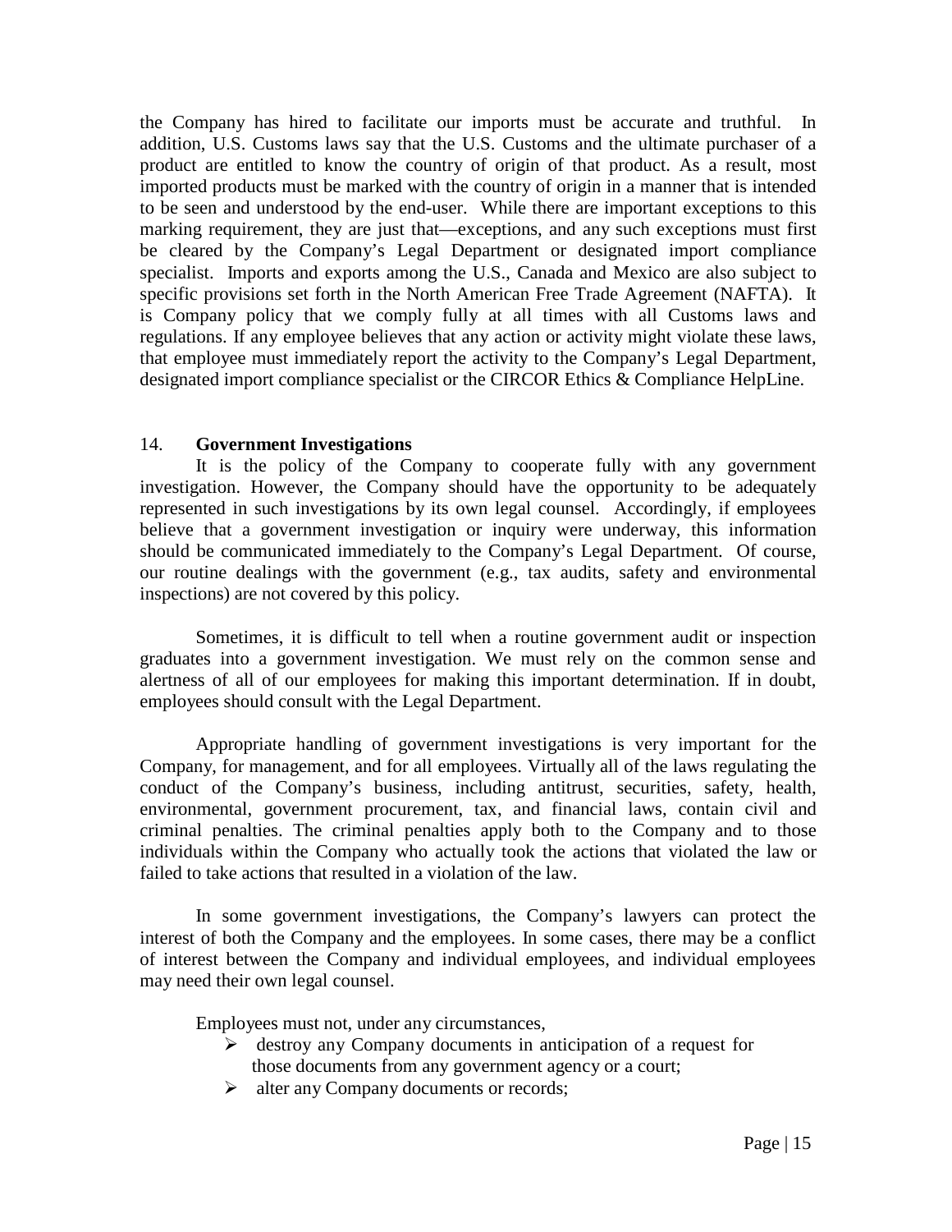the Company has hired to facilitate our imports must be accurate and truthful. In addition, U.S. Customs laws say that the U.S. Customs and the ultimate purchaser of a product are entitled to know the country of origin of that product. As a result, most imported products must be marked with the country of origin in a manner that is intended to be seen and understood by the end-user. While there are important exceptions to this marking requirement, they are just that—exceptions, and any such exceptions must first be cleared by the Company's Legal Department or designated import compliance specialist. Imports and exports among the U.S., Canada and Mexico are also subject to specific provisions set forth in the North American Free Trade Agreement (NAFTA). It is Company policy that we comply fully at all times with all Customs laws and regulations. If any employee believes that any action or activity might violate these laws, that employee must immediately report the activity to the Company's Legal Department, designated import compliance specialist or the CIRCOR Ethics & Compliance HelpLine.

## 14. **Government Investigations**

It is the policy of the Company to cooperate fully with any government investigation. However, the Company should have the opportunity to be adequately represented in such investigations by its own legal counsel. Accordingly, if employees believe that a government investigation or inquiry were underway, this information should be communicated immediately to the Company's Legal Department. Of course, our routine dealings with the government (e.g., tax audits, safety and environmental inspections) are not covered by this policy.

Sometimes, it is difficult to tell when a routine government audit or inspection graduates into a government investigation. We must rely on the common sense and alertness of all of our employees for making this important determination. If in doubt, employees should consult with the Legal Department.

Appropriate handling of government investigations is very important for the Company, for management, and for all employees. Virtually all of the laws regulating the conduct of the Company's business, including antitrust, securities, safety, health, environmental, government procurement, tax, and financial laws, contain civil and criminal penalties. The criminal penalties apply both to the Company and to those individuals within the Company who actually took the actions that violated the law or failed to take actions that resulted in a violation of the law.

In some government investigations, the Company's lawyers can protect the interest of both the Company and the employees. In some cases, there may be a conflict of interest between the Company and individual employees, and individual employees may need their own legal counsel.

Employees must not, under any circumstances,

- destroy any Company documents in anticipation of a request for those documents from any government agency or a court;
- alter any Company documents or records;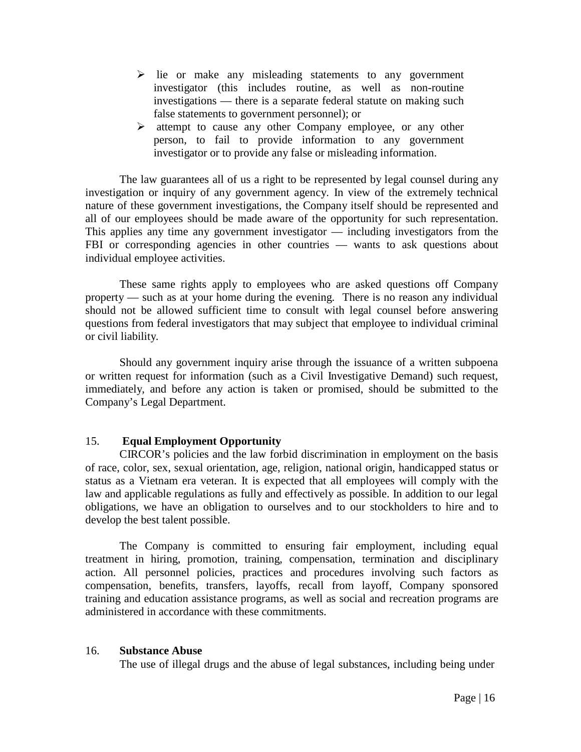- lie or make any misleading statements to any government investigator (this includes routine, as well as non-routine investigations — there is a separate federal statute on making such false statements to government personnel); or
- attempt to cause any other Company employee, or any other person, to fail to provide information to any government investigator or to provide any false or misleading information.

The law guarantees all of us a right to be represented by legal counsel during any investigation or inquiry of any government agency. In view of the extremely technical nature of these government investigations, the Company itself should be represented and all of our employees should be made aware of the opportunity for such representation. This applies any time any government investigator — including investigators from the FBI or corresponding agencies in other countries — wants to ask questions about individual employee activities.

These same rights apply to employees who are asked questions off Company property — such as at your home during the evening. There is no reason any individual should not be allowed sufficient time to consult with legal counsel before answering questions from federal investigators that may subject that employee to individual criminal or civil liability.

Should any government inquiry arise through the issuance of a written subpoena or written request for information (such as a Civil Investigative Demand) such request, immediately, and before any action is taken or promised, should be submitted to the Company's Legal Department.

## 15. Equal Employment Opportunity

CIRCOR's policies and the law forbid discrimination in employment on the basis of race, color, sex, sexual orientation, age, religion, national origin, handicapped status or status as a Vietnam era veteran. It is expected that all employees will comply with the law and applicable regulations as fully and effectively as possible. In addition to our legal obligations, we have an obligation to ourselves and to our stockholders to hire and to develop the best talent possible.

The Company is committed to ensuring fair employment, including equal treatment in hiring, promotion, training, compensation, termination and disciplinary action. All personnel policies, practices and procedures involving such factors as compensation, benefits, transfers, layoffs, recall from layoff, Company sponsored training and education assistance programs, as well as social and recreation programs are administered in accordance with these commitments.

## 16. Substance Abuse

The use of illegal drugs and the abuse of legal substances, including being under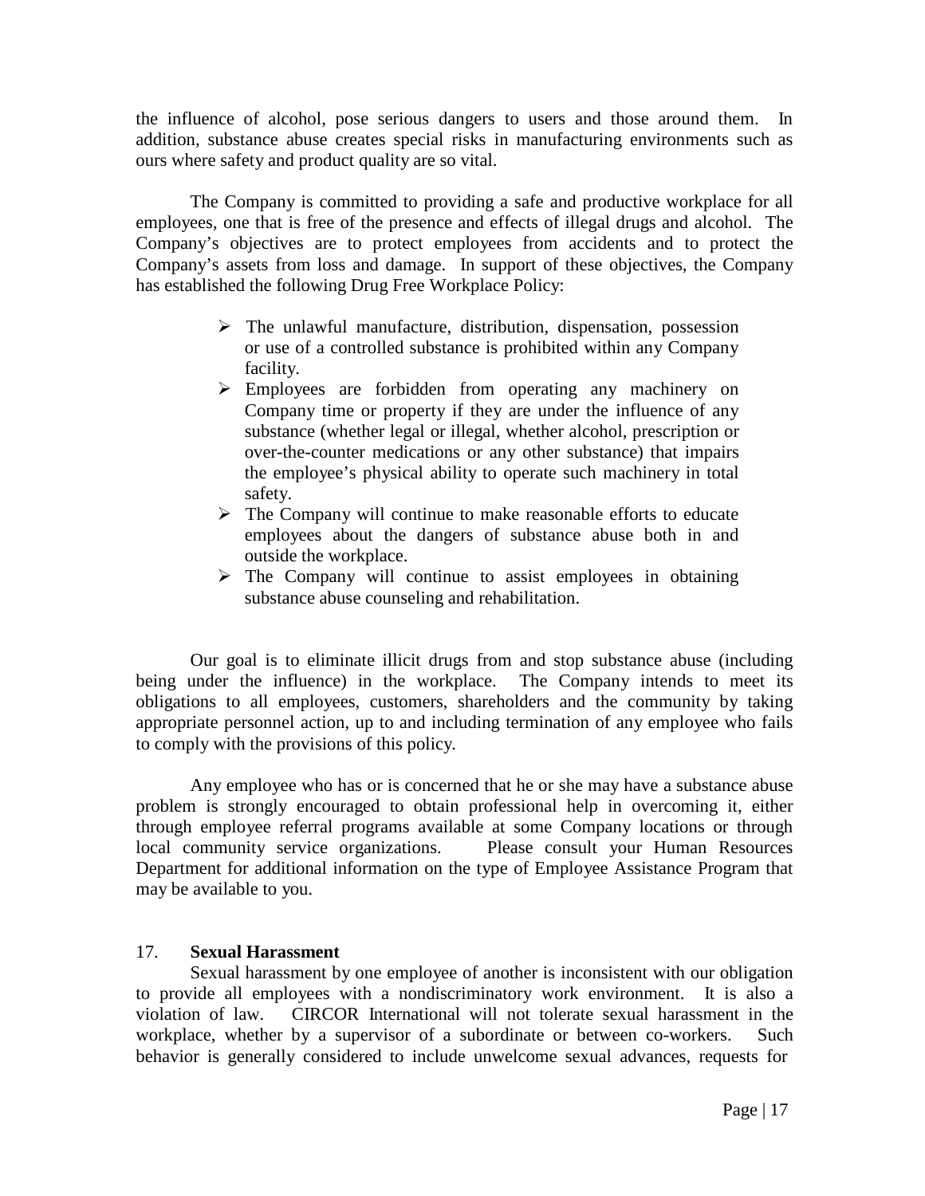the influence of alcohol, pose serious dangers to users and those around them. In addition, substance abuse creates special risks in manufacturing environments such as ours where safety and product quality are so vital.

The Company is committed to providing a safe and productive workplace for all employees, one that is free of the presence and effects of illegal drugs and alcohol. The Company's objectives are to protect employees from accidents and to protect the Company's assets from loss and damage. In support of these objectives, the Company has established the following Drug Free Workplace Policy:

- The unlawful manufacture, distribution, dispensation, possession or use of a controlled substance is prohibited within any Company facility.
- Employees are forbidden from operating any machinery on Company time or property if they are under the influence of any substance (whether legal or illegal, whether alcohol, prescription or over-the-counter medications or any other substance) that impairs the employee's physical ability to operate such machinery in total safety.
- The Company will continue to make reasonable efforts to educate employees about the dangers of substance abuse both in and outside the workplace.
- The Company will continue to assist employees in obtaining substance abuse counseling and rehabilitation.

Our goal is to eliminate illicit drugs from and stop substance abuse (including being under the influence) in the workplace. The Company intends to meet its obligations to all employees, customers, shareholders and the community by taking appropriate personnel action, up to and including termination of any employee who fails to comply with the provisions of this policy.

Any employee who has or is concerned that he or she may have a substance abuse problem is strongly encouraged to obtain professional help in overcoming it, either through employee referral programs available at some Company locations or through local community service organizations. Please consult your Human Resources Department for additional information on the type of Employee Assistance Program that may be available to you.

## 17. **Sexual Harassment**

Sexual harassment by one employee of another is inconsistent with our obligation to provide all employees with a nondiscriminatory work environment. It is also a violation of law. CIRCOR International will not tolerate sexual harassment in the workplace, whether by a supervisor of a subordinate or between co-workers. Such behavior is generally considered to include unwelcome sexual advances, requests for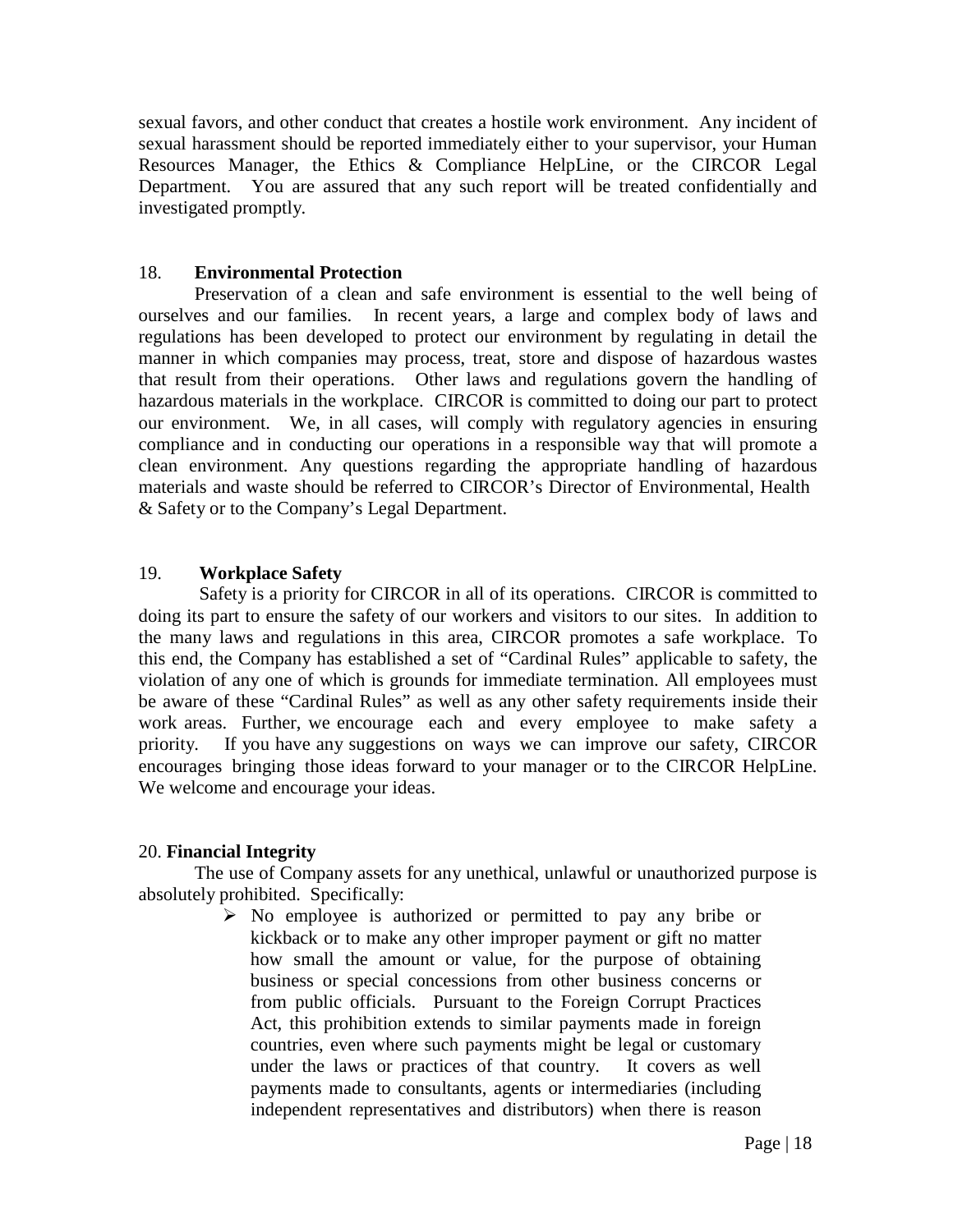sexual favors, and other conduct that creates a hostile work environment. Any incident of sexual harassment should be reported immediately either to your supervisor, your Human Resources Manager, the Ethics & Compliance HelpLine, or the CIRCOR Legal Department. You are assured that any such report will be treated confidentially and investigated promptly.

## 18. **Environmental Protection**

Preservation of a clean and safe environment is essential to the well being of ourselves and our families. In recent years, a large and complex body of laws and regulations has been developed to protect our environment by regulating in detail the manner in which companies may process, treat, store and dispose of hazardous wastes that result from their operations. Other laws and regulations govern the handling of hazardous materials in the workplace. CIRCOR is committed to doing our part to protect our environment. We, in all cases, will comply with regulatory agencies in ensuring compliance and in conducting our operations in a responsible way that will promote a clean environment. Any questions regarding the appropriate handling of hazardous materials and waste should be referred to CIRCOR's Director of Environmental, Health & Safety or to the Company's Legal Department.

## 19. **Workplace Safety**

Safety is a priority for CIRCOR in all of its operations. CIRCOR is committed to doing its part to ensure the safety of our workers and visitors to our sites. In addition to the many laws and regulations in this area, CIRCOR promotes a safe workplace. To this end, the Company has established a set of "Cardinal Rules" applicable to safety, the violation of any one of which is grounds for immediate termination. All employees must be aware of these "Cardinal Rules" as well as any other safety requirements inside their work areas. Further, we encourage each and every employee to make safety a priority. If you have any suggestions on ways we can improve our safety, CIRCOR encourages bringing those ideas forward to your manager or to the CIRCOR HelpLine. We welcome and encourage your ideas.

## 20. **Financial Integrity**

The use of Company assets for any unethical, unlawful or unauthorized purpose is absolutely prohibited. Specifically:

- No employee is authorized or permitted to pay any bribe or kickback or to make any other improper payment or gift no matter how small the amount or value, for the purpose of obtaining business or special concessions from other business concerns or from public officials. Pursuant to the Foreign Corrupt Practices Act, this prohibition extends to similar payments made in foreign countries, even where such payments might be legal or customary under the laws or practices of that country. It covers as well payments made to consultants, agents or intermediaries (including independent representatives and distributors) when there is reason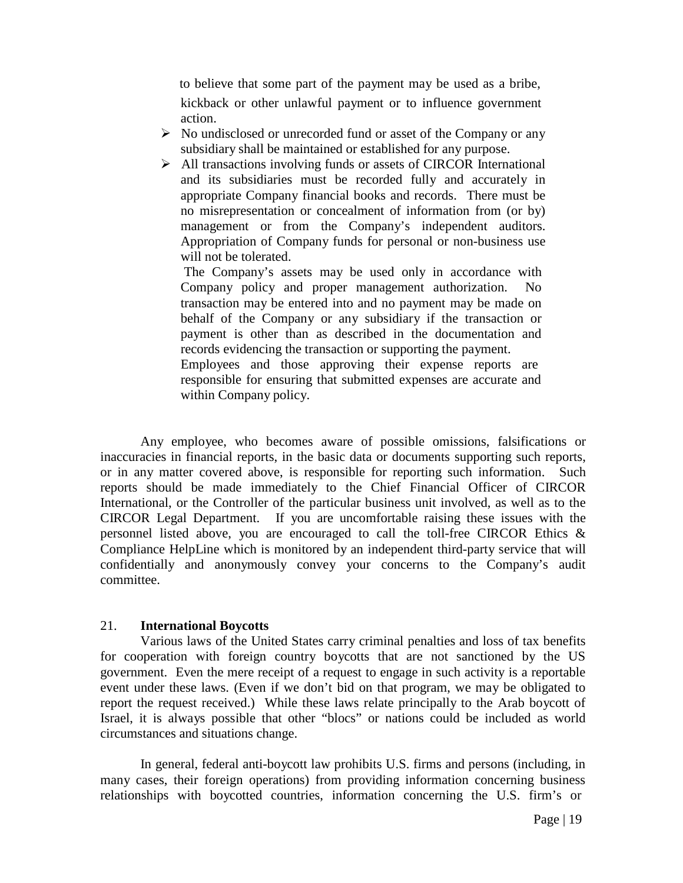to believe that some part of the payment may be used as a bribe, kickback or other unlawful payment or to influence government action.

- No undisclosed or unrecorded fund or asset of the Company or any subsidiary shall be maintained or established for any purpose.
- All transactions involving funds or assets of CIRCOR International and its subsidiaries must be recorded fully and accurately in appropriate Company financial books and records. There must be no misrepresentation or concealment of information from (or by) management or from the Company's independent auditors. Appropriation of Company funds for personal or non-business use will not be tolerated.

  The Company's assets may be used only in accordance with Company policy and proper management authorization. No transaction may be entered into and no payment may be made on behalf of the Company or any subsidiary if the transaction or payment is other than as described in the documentation and records evidencing the transaction or supporting the payment.

  Employees and those approving their expense reports are responsible for ensuring that submitted expenses are accurate and within Company policy.

Any employee, who becomes aware of possible omissions, falsifications or inaccuracies in financial reports, in the basic data or documents supporting such reports, or in any matter covered above, is responsible for reporting such information. Such reports should be made immediately to the Chief Financial Officer of CIRCOR International, or the Controller of the particular business unit involved, as well as to the CIRCOR Legal Department. If you are uncomfortable raising these issues with the personnel listed above, you are encouraged to call the toll-free CIRCOR Ethics & Compliance HelpLine which is monitored by an independent third-party service that will confidentially and anonymously convey your concerns to the Company's audit committee.

## 21. **International Boycotts**

Various laws of the United States carry criminal penalties and loss of tax benefits for cooperation with foreign country boycotts that are not sanctioned by the US government. Even the mere receipt of a request to engage in such activity is a reportable event under these laws. (Even if we don't bid on that program, we may be obligated to report the request received.) While these laws relate principally to the Arab boycott of Israel, it is always possible that other "blocs" or nations could be included as world circumstances and situations change.

In general, federal anti-boycott law prohibits U.S. firms and persons (including, in many cases, their foreign operations) from providing information concerning business relationships with boycotted countries, information concerning the U.S. firm's or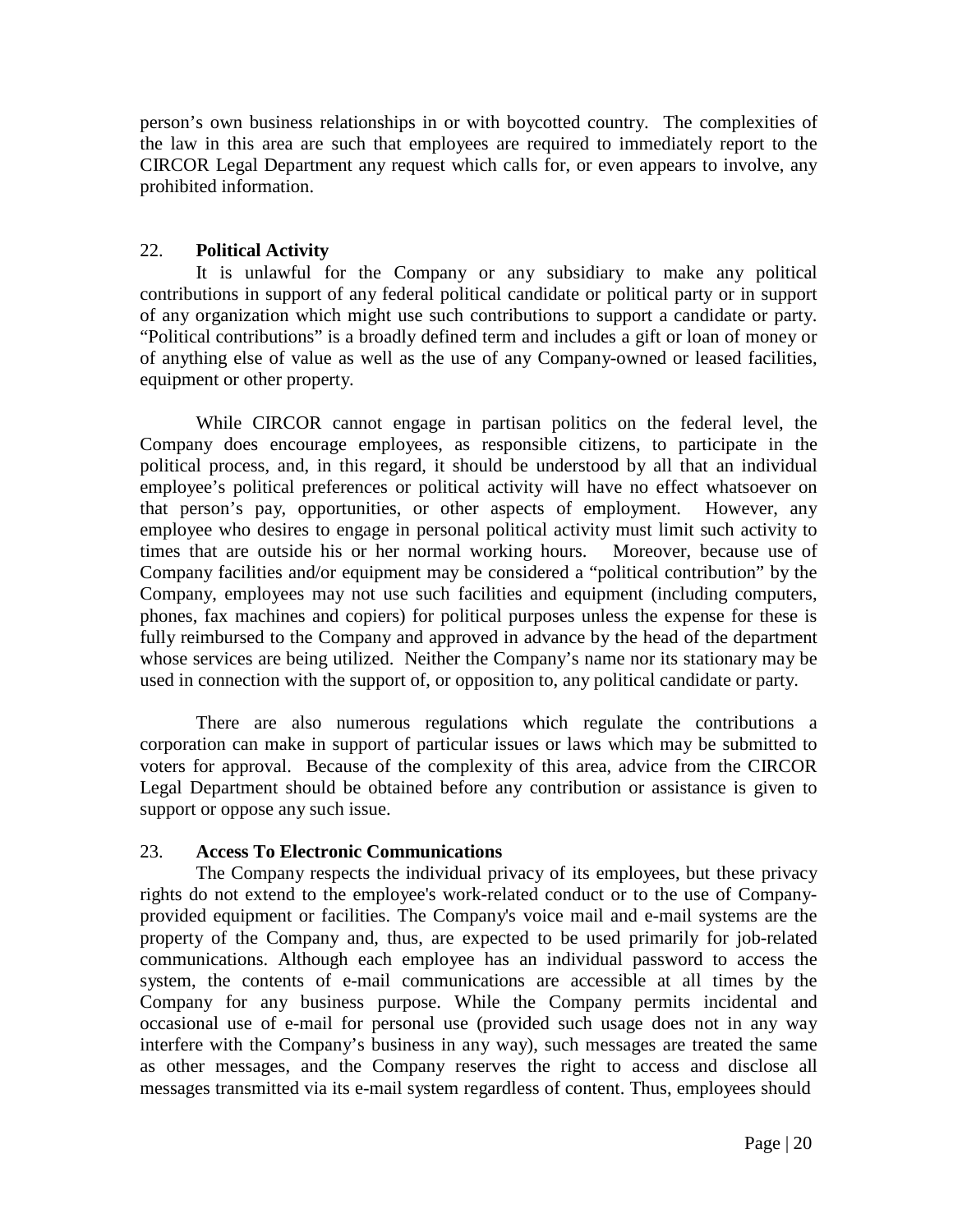person's own business relationships in or with boycotted country. The complexities of the law in this area are such that employees are required to immediately report to the CIRCOR Legal Department any request which calls for, or even appears to involve, any prohibited information.

## 22. **Political Activity**

It is unlawful for the Company or any subsidiary to make any political contributions in support of any federal political candidate or political party or in support of any organization which might use such contributions to support a candidate or party. "Political contributions" is a broadly defined term and includes a gift or loan of money or of anything else of value as well as the use of any Company-owned or leased facilities, equipment or other property.

While CIRCOR cannot engage in partisan politics on the federal level, the Company does encourage employees, as responsible citizens, to participate in the political process, and, in this regard, it should be understood by all that an individual employee's political preferences or political activity will have no effect whatsoever on that person's pay, opportunities, or other aspects of employment. However, any employee who desires to engage in personal political activity must limit such activity to times that are outside his or her normal working hours. Moreover, because use of Company facilities and/or equipment may be considered a "political contribution" by the Company, employees may not use such facilities and equipment (including computers, phones, fax machines and copiers) for political purposes unless the expense for these is fully reimbursed to the Company and approved in advance by the head of the department whose services are being utilized. Neither the Company's name nor its stationary may be used in connection with the support of, or opposition to, any political candidate or party.

There are also numerous regulations which regulate the contributions a corporation can make in support of particular issues or laws which may be submitted to voters for approval. Because of the complexity of this area, advice from the CIRCOR Legal Department should be obtained before any contribution or assistance is given to support or oppose any such issue.

## 23. **Access To Electronic Communications**

The Company respects the individual privacy of its employees, but these privacy rights do not extend to the employee's work-related conduct or to the use of Company-provided equipment or facilities. The Company's voice mail and e-mail systems are the property of the Company and, thus, are expected to be used primarily for job-related communications. Although each employee has an individual password to access the system, the contents of e-mail communications are accessible at all times by the Company for any business purpose. While the Company permits incidental and occasional use of e-mail for personal use (provided such usage does not in any way interfere with the Company's business in any way), such messages are treated the same as other messages, and the Company reserves the right to access and disclose all messages transmitted via its e-mail system regardless of content. Thus, employees should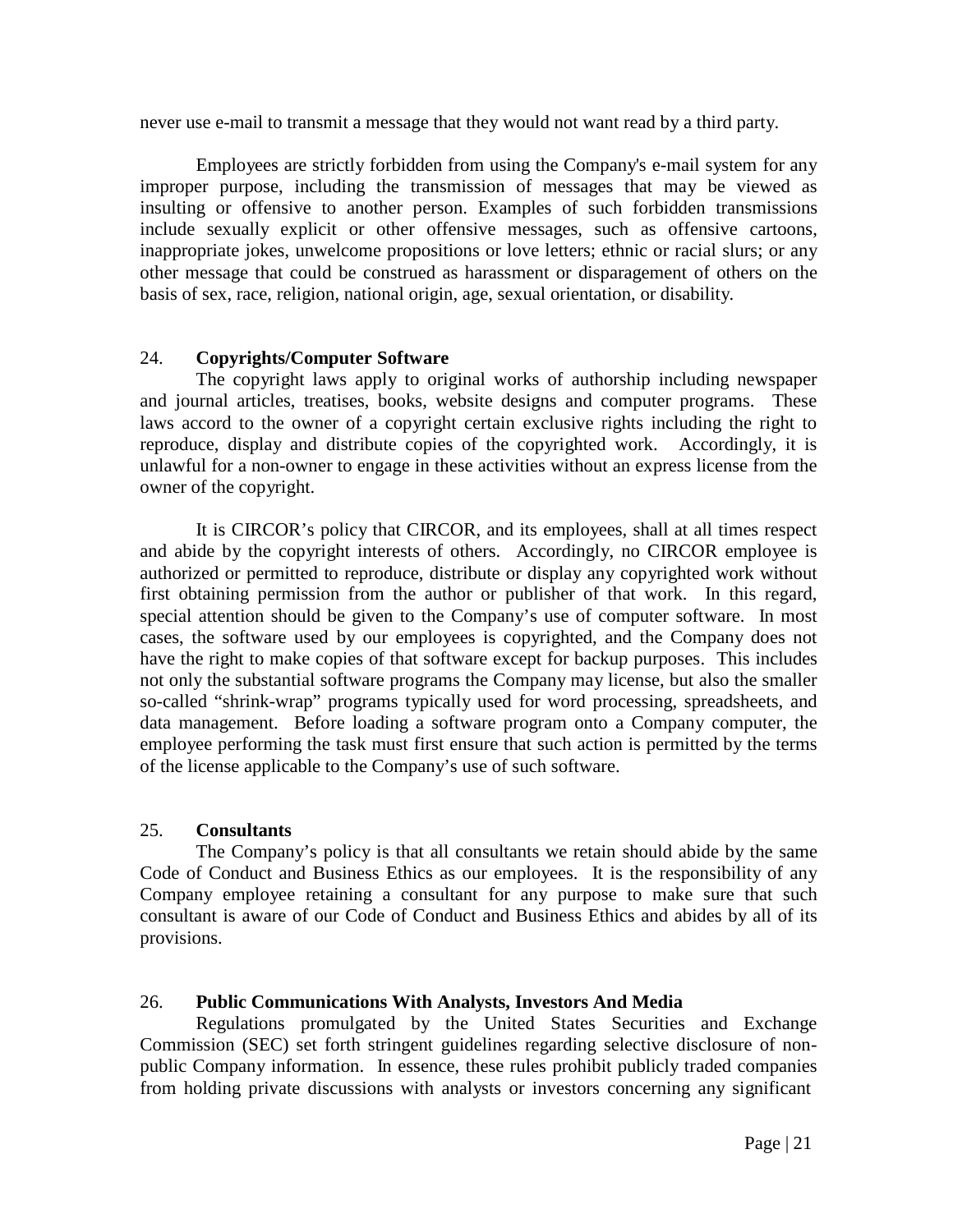never use e-mail to transmit a message that they would not want read by a third party.

Employees are strictly forbidden from using the Company's e-mail system for any improper purpose, including the transmission of messages that may be viewed as insulting or offensive to another person. Examples of such forbidden transmissions include sexually explicit or other offensive messages, such as offensive cartoons, inappropriate jokes, unwelcome propositions or love letters; ethnic or racial slurs; or any other message that could be construed as harassment or disparagement of others on the basis of sex, race, religion, national origin, age, sexual orientation, or disability.

## 24. **Copyrights/Computer Software**

The copyright laws apply to original works of authorship including newspaper and journal articles, treatises, books, website designs and computer programs. These laws accord to the owner of a copyright certain exclusive rights including the right to reproduce, display and distribute copies of the copyrighted work. Accordingly, it is unlawful for a non-owner to engage in these activities without an express license from the owner of the copyright.

It is CIRCOR's policy that CIRCOR, and its employees, shall at all times respect and abide by the copyright interests of others. Accordingly, no CIRCOR employee is authorized or permitted to reproduce, distribute or display any copyrighted work without first obtaining permission from the author or publisher of that work. In this regard, special attention should be given to the Company's use of computer software. In most cases, the software used by our employees is copyrighted, and the Company does not have the right to make copies of that software except for backup purposes. This includes not only the substantial software programs the Company may license, but also the smaller so-called "shrink-wrap" programs typically used for word processing, spreadsheets, and data management. Before loading a software program onto a Company computer, the employee performing the task must first ensure that such action is permitted by the terms of the license applicable to the Company's use of such software.

## 25. **Consultants**

The Company's policy is that all consultants we retain should abide by the same Code of Conduct and Business Ethics as our employees. It is the responsibility of any Company employee retaining a consultant for any purpose to make sure that such consultant is aware of our Code of Conduct and Business Ethics and abides by all of its provisions.

## 26. **Public Communications With Analysts, Investors And Media**

Regulations promulgated by the United States Securities and Exchange Commission (SEC) set forth stringent guidelines regarding selective disclosure of non-public Company information. In essence, these rules prohibit publicly traded companies from holding private discussions with analysts or investors concerning any significant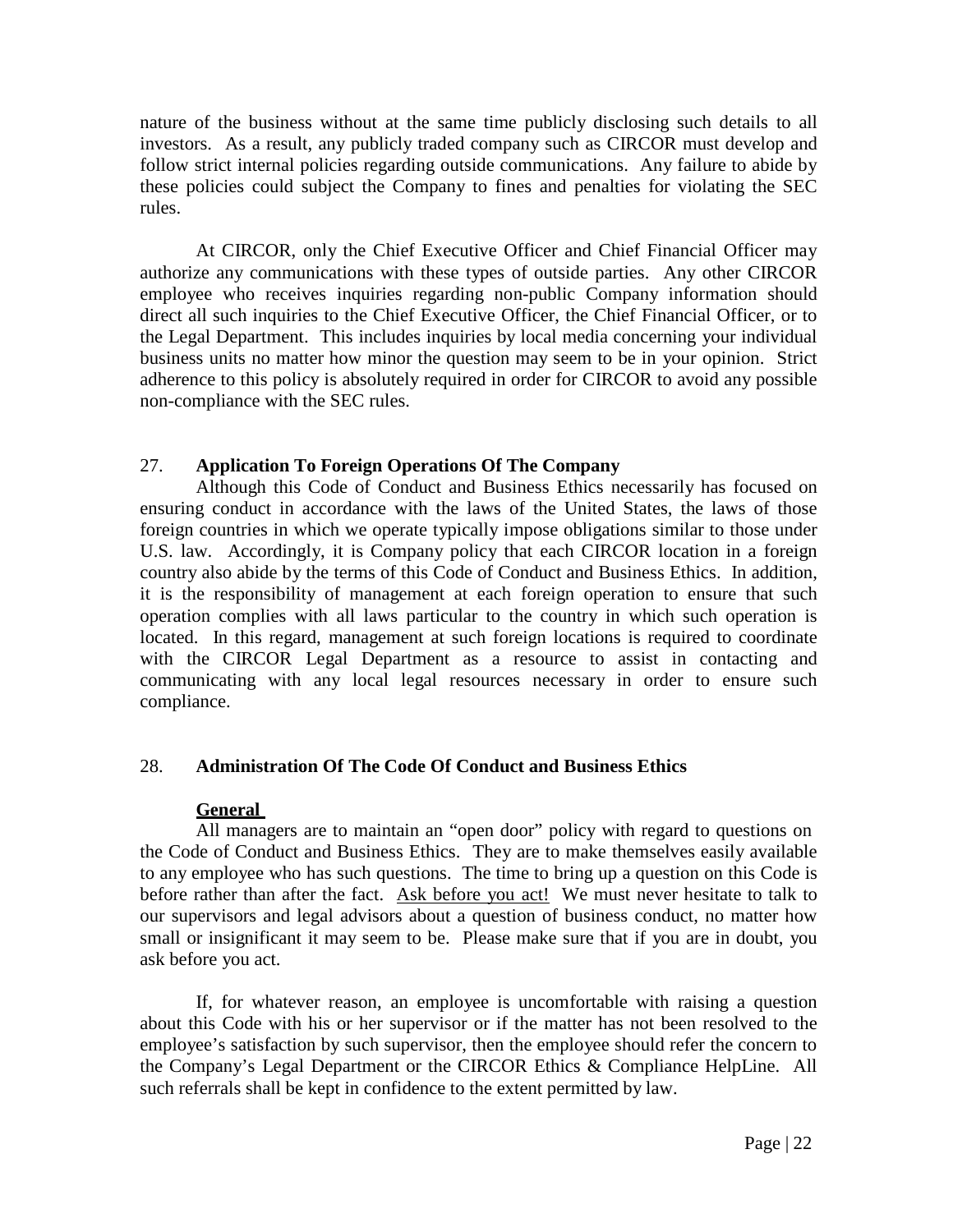nature of the business without at the same time publicly disclosing such details to all investors. As a result, any publicly traded company such as CIRCOR must develop and follow strict internal policies regarding outside communications. Any failure to abide by these policies could subject the Company to fines and penalties for violating the SEC rules.

At CIRCOR, only the Chief Executive Officer and Chief Financial Officer may authorize any communications with these types of outside parties. Any other CIRCOR employee who receives inquiries regarding non-public Company information should direct all such inquiries to the Chief Executive Officer, the Chief Financial Officer, or to the Legal Department. This includes inquiries by local media concerning your individual business units no matter how minor the question may seem to be in your opinion. Strict adherence to this policy is absolutely required in order for CIRCOR to avoid any possible non-compliance with the SEC rules.

## 27. **Application To Foreign Operations Of The Company**

Although this Code of Conduct and Business Ethics necessarily has focused on ensuring conduct in accordance with the laws of the United States, the laws of those foreign countries in which we operate typically impose obligations similar to those under U.S. law. Accordingly, it is Company policy that each CIRCOR location in a foreign country also abide by the terms of this Code of Conduct and Business Ethics. In addition, it is the responsibility of management at each foreign operation to ensure that such operation complies with all laws particular to the country in which such operation is located. In this regard, management at such foreign locations is required to coordinate with the CIRCOR Legal Department as a resource to assist in contacting and communicating with any local legal resources necessary in order to ensure such compliance.

## 28. **Administration Of The Code Of Conduct and Business Ethics**

### **General**

All managers are to maintain an "open door" policy with regard to questions on the Code of Conduct and Business Ethics. They are to make themselves easily available to any employee who has such questions. The time to bring up a question on this Code is before rather than after the fact. Ask before you act! We must never hesitate to talk to our supervisors and legal advisors about a question of business conduct, no matter how small or insignificant it may seem to be. Please make sure that if you are in doubt, you ask before you act.

If, for whatever reason, an employee is uncomfortable with raising a question about this Code with his or her supervisor or if the matter has not been resolved to the employee's satisfaction by such supervisor, then the employee should refer the concern to the Company's Legal Department or the CIRCOR Ethics & Compliance HelpLine. All such referrals shall be kept in confidence to the extent permitted by law.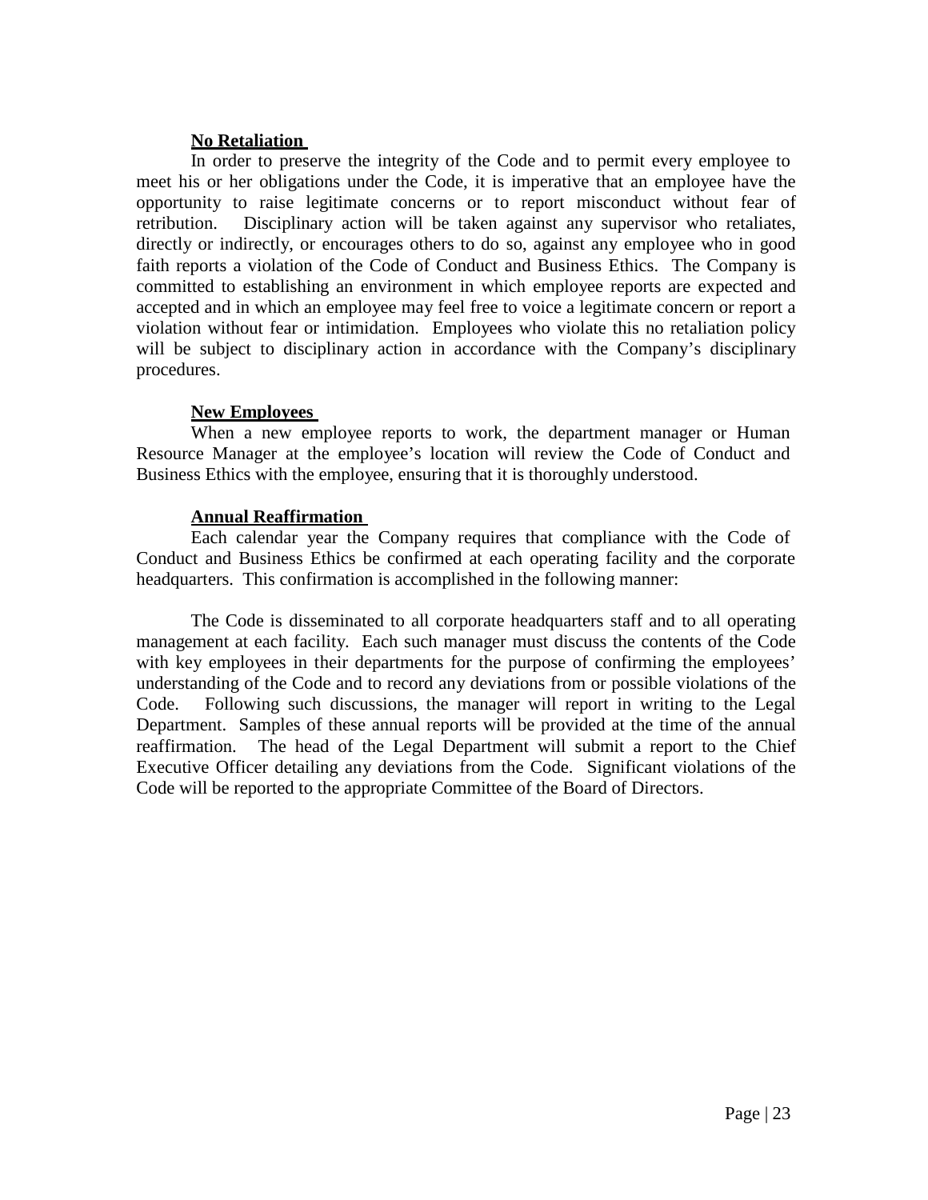**No Retaliation**

In order to preserve the integrity of the Code and to permit every employee to meet his or her obligations under the Code, it is imperative that an employee have the opportunity to raise legitimate concerns or to report misconduct without fear of retribution. Disciplinary action will be taken against any supervisor who retaliates, directly or indirectly, or encourages others to do so, against any employee who in good faith reports a violation of the Code of Conduct and Business Ethics. The Company is committed to establishing an environment in which employee reports are expected and accepted and in which an employee may feel free to voice a legitimate concern or report a violation without fear or intimidation. Employees who violate this no retaliation policy will be subject to disciplinary action in accordance with the Company's disciplinary procedures.

**New Employees**

When a new employee reports to work, the department manager or Human Resource Manager at the employee's location will review the Code of Conduct and Business Ethics with the employee, ensuring that it is thoroughly understood.

**Annual Reaffirmation**

Each calendar year the Company requires that compliance with the Code of Conduct and Business Ethics be confirmed at each operating facility and the corporate headquarters. This confirmation is accomplished in the following manner:

The Code is disseminated to all corporate headquarters staff and to all operating management at each facility. Each such manager must discuss the contents of the Code with key employees in their departments for the purpose of confirming the employees' understanding of the Code and to record any deviations from or possible violations of the Code. Following such discussions, the manager will report in writing to the Legal Department. Samples of these annual reports will be provided at the time of the annual reaffirmation. The head of the Legal Department will submit a report to the Chief Executive Officer detailing any deviations from the Code. Significant violations of the Code will be reported to the appropriate Committee of the Board of Directors.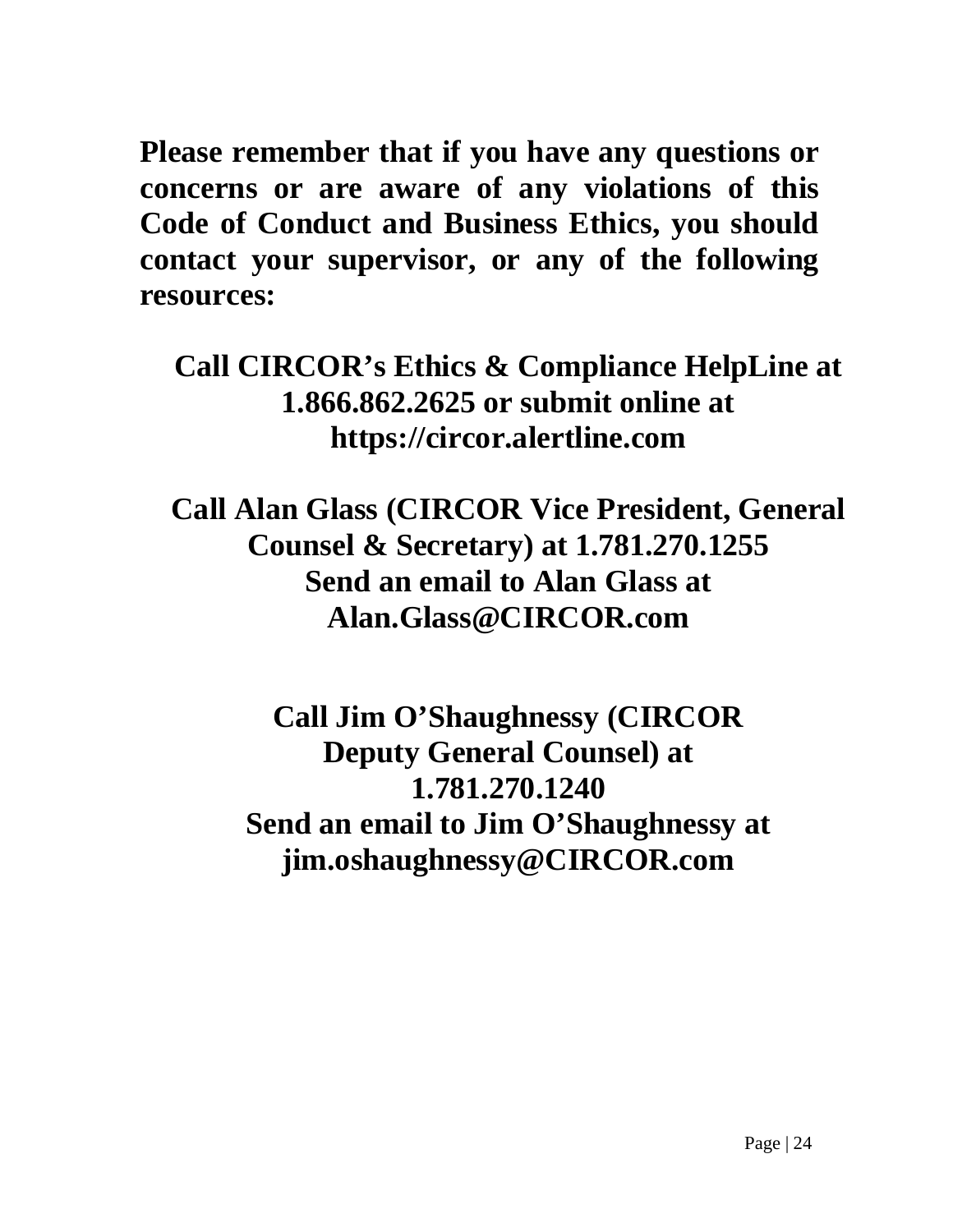**Please remember that if you have any questions or concerns or are aware of any violations of this Code of Conduct and Business Ethics, you should contact your supervisor, or any of the following resources:**

**Call CIRCOR's Ethics & Compliance HelpLine at 1.866.862.2625 or submit online at https://circor.alertline.com**

**Call Alan Glass (CIRCOR Vice President, General Counsel & Secretary) at 1.781.270.1255**
**Send an email to Alan Glass at Alan.Glass@CIRCOR.com**

**Call Jim O'Shaughnessy (CIRCOR Deputy General Counsel) at 1.781.270.1240**
**Send an email to Jim O'Shaughnessy at jim.oshaughnessy@CIRCOR.com**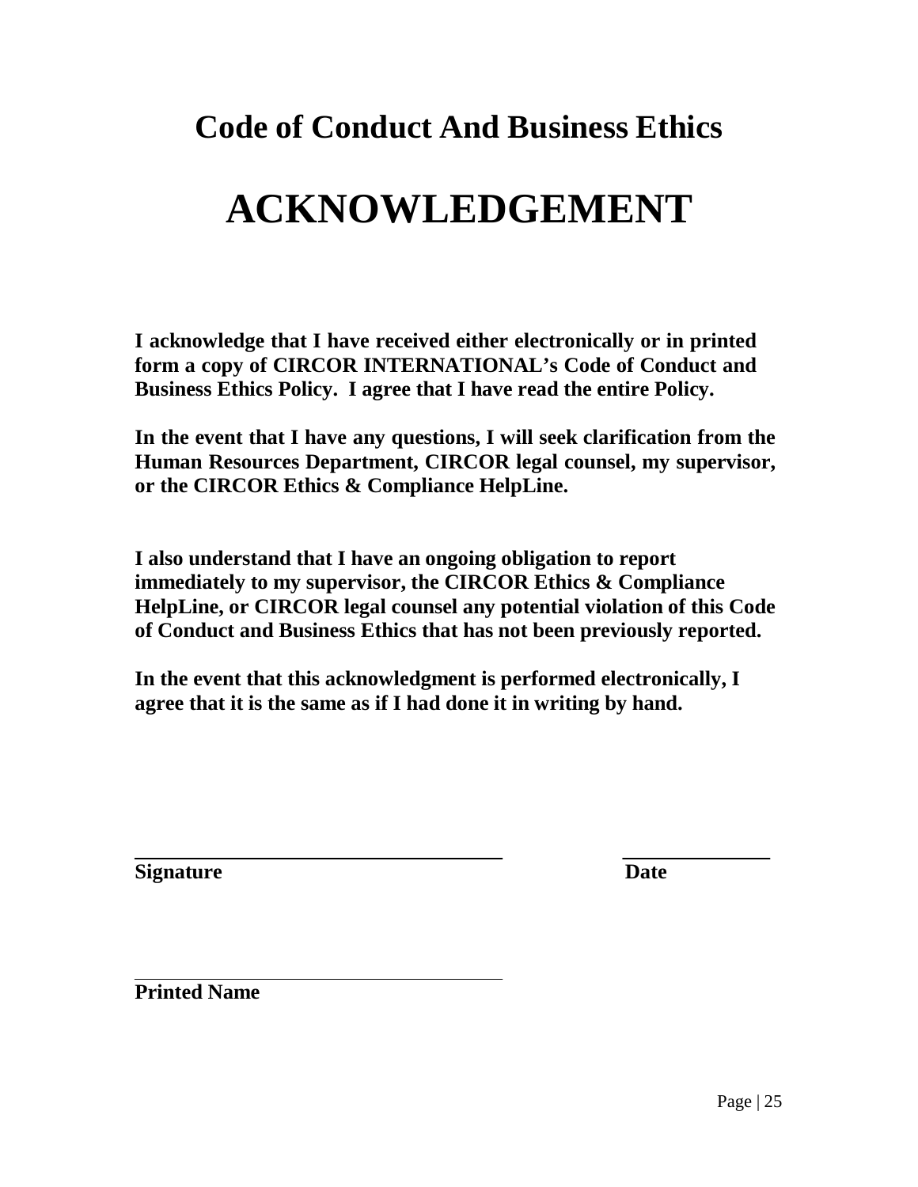# Code of Conduct And Business Ethics

# ACKNOWLEDGEMENT

**I acknowledge that I have received either electronically or in printed form a copy of CIRCOR INTERNATIONAL's Code of Conduct and Business Ethics Policy. I agree that I have read the entire Policy.**

**In the event that I have any questions, I will seek clarification from the Human Resources Department, CIRCOR legal counsel, my supervisor, or the CIRCOR Ethics & Compliance HelpLine.**

**I also understand that I have an ongoing obligation to report immediately to my supervisor, the CIRCOR Ethics & Compliance HelpLine, or CIRCOR legal counsel any potential violation of this Code of Conduct and Business Ethics that has not been previously reported.**

**In the event that this acknowledgment is performed electronically, I agree that it is the same as if I had done it in writing by hand.**

______________________________ ____________

**Signature** **Date**

______________________________

**Printed Name**